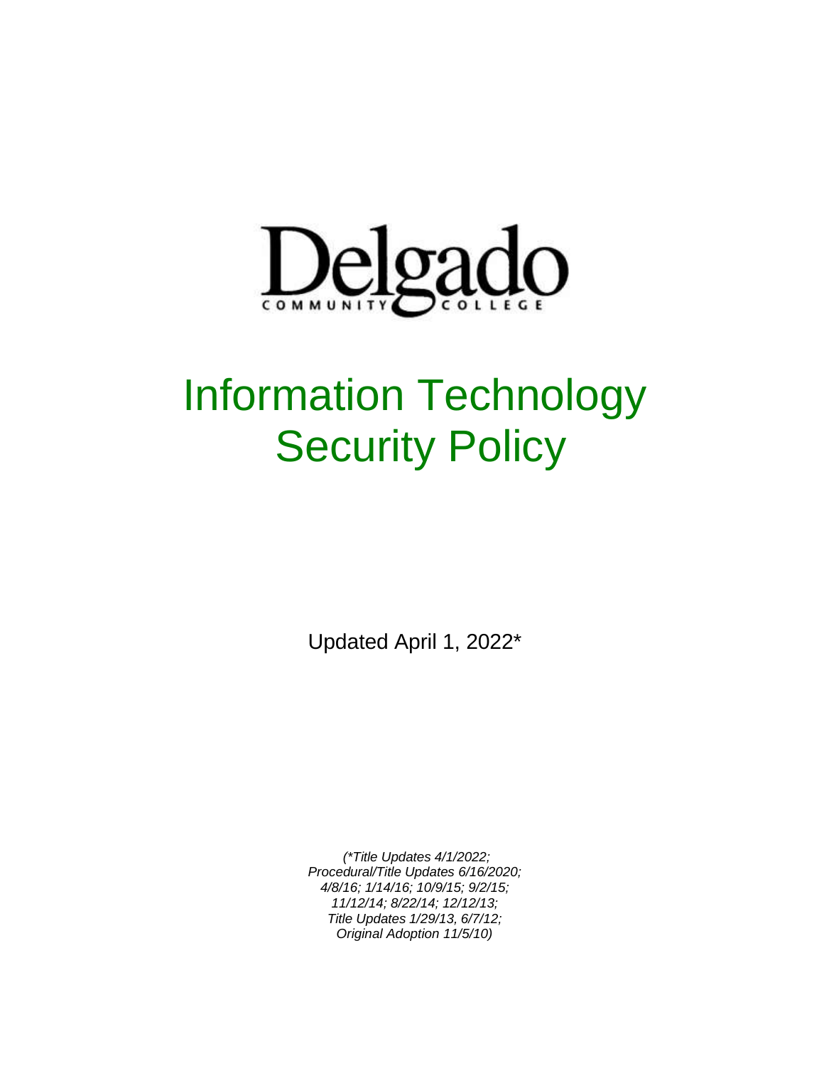Delgado

COMMUNITY COLLEGE

# Information Technology Security Policy

Updated April 1, 2022*

*(*Title Updates 4/1/2022;*
*Procedural/Title Updates 6/16/2020;*
*4/8/16; 1/14/16; 10/9/15; 9/2/15;*
*11/12/14; 8/22/14; 12/12/13;*
*Title Updates 1/29/13, 6/7/12;*
*Original Adoption 11/5/10)*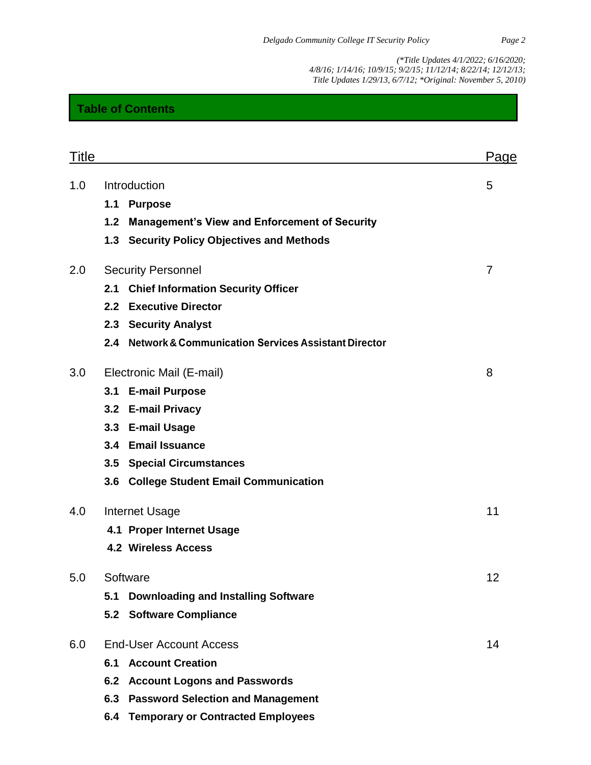*(\*Title Updates 4/1/2022; 6/16/2020; 4/8/16; 1/14/16; 10/9/15; 9/2/15; 11/12/14; 8/22/14; 12/12/13; Title Updates 1/29/13, 6/7/12; \*Original: November 5, 2010)*

## Table of Contents

| Title | | Page |
|---|---|---|
| 1.0 | Introduction | 5 |
| | **1.1 Purpose** | |
| | **1.2 Management's View and Enforcement of Security** | |
| | **1.3 Security Policy Objectives and Methods** | |
| 2.0 | Security Personnel | 7 |
| | **2.1 Chief Information Security Officer** | |
| | **2.2 Executive Director** | |
| | **2.3 Security Analyst** | |
| | **2.4 Network & Communication Services Assistant Director** | |
| 3.0 | Electronic Mail (E-mail) | 8 |
| | **3.1 E-mail Purpose** | |
| | **3.2 E-mail Privacy** | |
| | **3.3 E-mail Usage** | |
| | **3.4 Email Issuance** | |
| | **3.5 Special Circumstances** | |
| | **3.6 College Student Email Communication** | |
| 4.0 | Internet Usage | 11 |
| | **4.1 Proper Internet Usage** | |
| | **4.2 Wireless Access** | |
| 5.0 | Software | 12 |
| | **5.1 Downloading and Installing Software** | |
| | **5.2 Software Compliance** | |
| 6.0 | End-User Account Access | 14 |
| | **6.1 Account Creation** | |
| | **6.2 Account Logons and Passwords** | |
| | **6.3 Password Selection and Management** | |
| | **6.4 Temporary or Contracted Employees** | |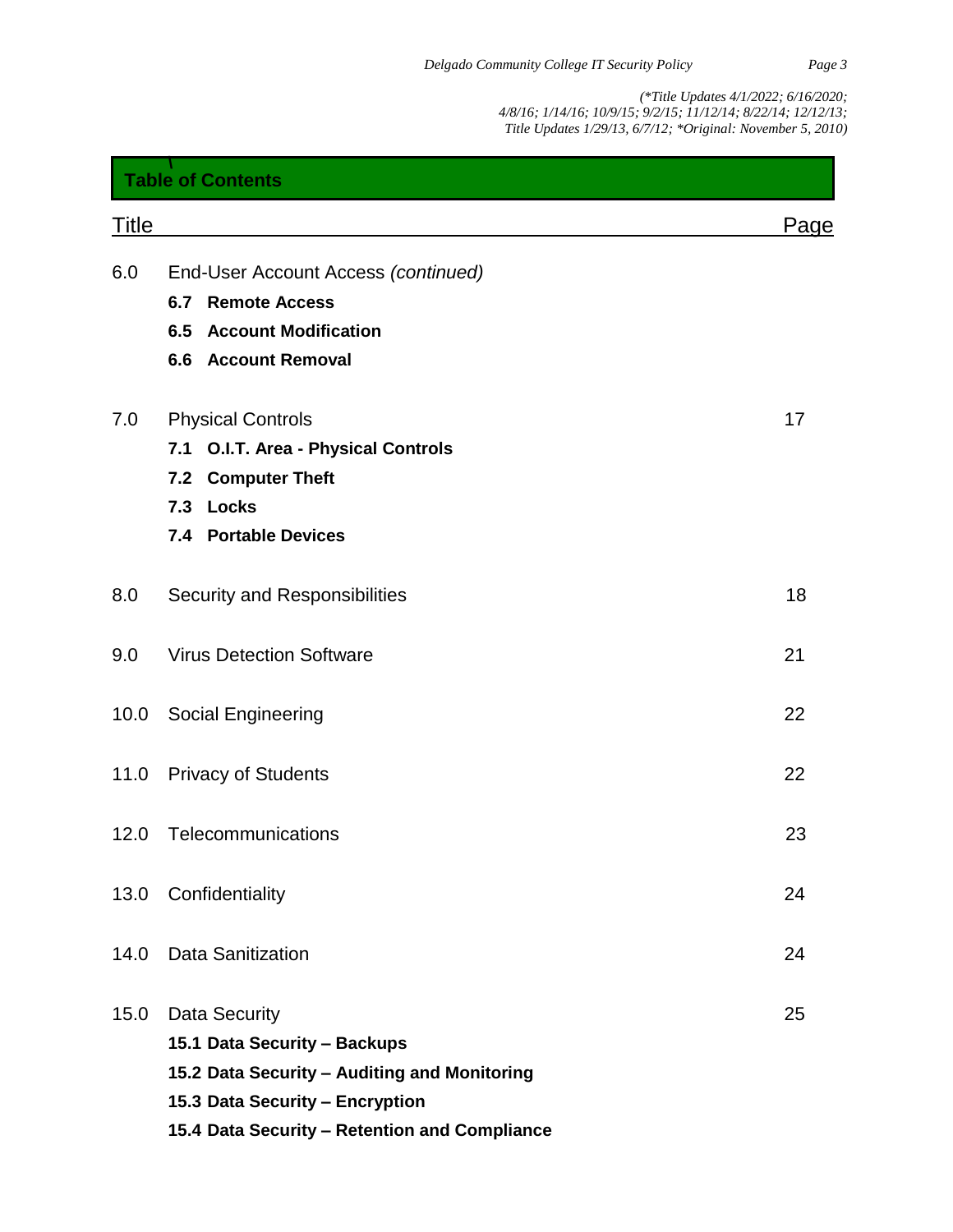(*Title Updates 4/1/2022; 6/16/2020; 4/8/16; 1/14/16; 10/9/15; 9/2/15; 11/12/14; 8/22/14; 12/12/13; Title Updates 1/29/13, 6/7/12; *Original: November 5, 2010)

## Table of Contents

| Title | | Page |
|---|---|---|
| 6.0 | End-User Account Access *(continued)* | |
| | **6.7 Remote Access** | |
| | **6.5 Account Modification** | |
| | **6.6 Account Removal** | |
| 7.0 | Physical Controls | 17 |
| | **7.1 O.I.T. Area - Physical Controls** | |
| | **7.2 Computer Theft** | |
| | **7.3 Locks** | |
| | **7.4 Portable Devices** | |
| 8.0 | Security and Responsibilities | 18 |
| 9.0 | Virus Detection Software | 21 |
| 10.0 | Social Engineering | 22 |
| 11.0 | Privacy of Students | 22 |
| 12.0 | Telecommunications | 23 |
| 13.0 | Confidentiality | 24 |
| 14.0 | Data Sanitization | 24 |
| 15.0 | Data Security | 25 |
| | **15.1 Data Security – Backups** | |
| | **15.2 Data Security – Auditing and Monitoring** | |
| | **15.3 Data Security – Encryption** | |
| | **15.4 Data Security – Retention and Compliance** | |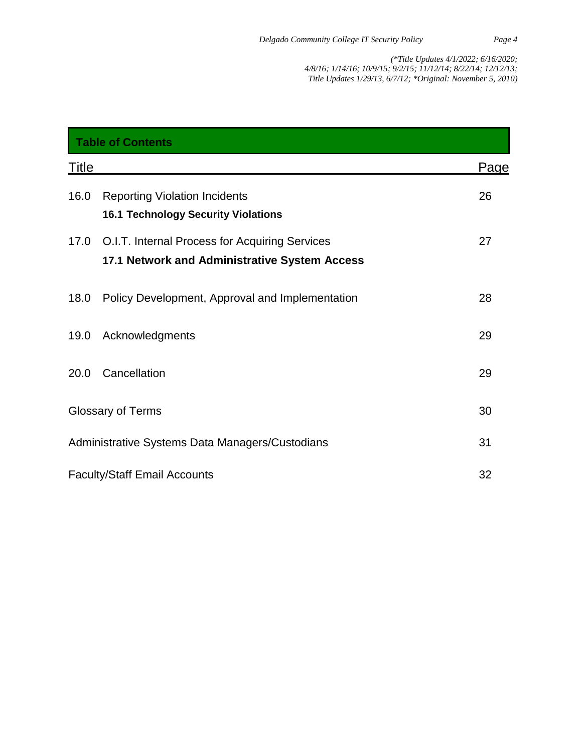(*Title Updates 4/1/2022; 6/16/2020; 4/8/16; 1/14/16; 10/9/15; 9/2/15; 11/12/14; 8/22/14; 12/12/13; Title Updates 1/29/13, 6/7/12; *Original: November 5, 2010)

## Table of Contents

| Title | | Page |
|---|---|---|
| 16.0 | Reporting Violation Incidents<br>**16.1 Technology Security Violations** | 26 |
| 17.0 | O.I.T. Internal Process for Acquiring Services<br>**17.1 Network and Administrative System Access** | 27 |
| 18.0 | Policy Development, Approval and Implementation | 28 |
| 19.0 | Acknowledgments | 29 |
| 20.0 | Cancellation | 29 |
| Glossary of Terms | | 30 |
| Administrative Systems Data Managers/Custodians | | 31 |
| Faculty/Staff Email Accounts | | 32 |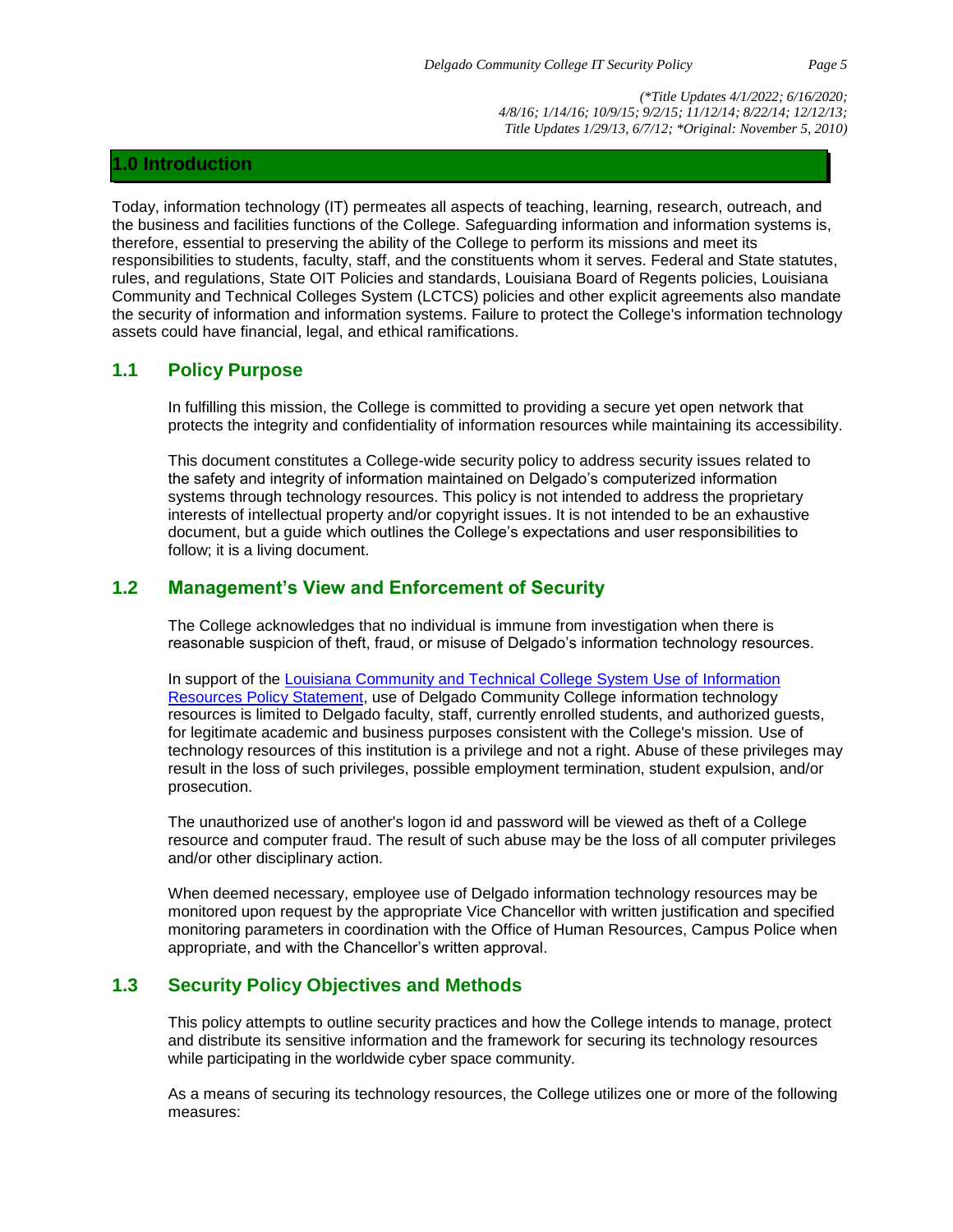*(\*Title Updates 4/1/2022; 6/16/2020; 4/8/16; 1/14/16; 10/9/15; 9/2/15; 11/12/14; 8/22/14; 12/12/13; Title Updates 1/29/13, 6/7/12; \*Original: November 5, 2010)*

# 1.0 Introduction

Today, information technology (IT) permeates all aspects of teaching, learning, research, outreach, and the business and facilities functions of the College. Safeguarding information and information systems is, therefore, essential to preserving the ability of the College to perform its missions and meet its responsibilities to students, faculty, staff, and the constituents whom it serves. Federal and State statutes, rules, and regulations, State OIT Policies and standards, Louisiana Board of Regents policies, Louisiana Community and Technical Colleges System (LCTCS) policies and other explicit agreements also mandate the security of information and information systems. Failure to protect the College's information technology assets could have financial, legal, and ethical ramifications.

## 1.1 Policy Purpose

In fulfilling this mission, the College is committed to providing a secure yet open network that protects the integrity and confidentiality of information resources while maintaining its accessibility.

This document constitutes a College-wide security policy to address security issues related to the safety and integrity of information maintained on Delgado's computerized information systems through technology resources. This policy is not intended to address the proprietary interests of intellectual property and/or copyright issues. It is not intended to be an exhaustive document, but a guide which outlines the College's expectations and user responsibilities to follow; it is a living document.

## 1.2 Management's View and Enforcement of Security

The College acknowledges that no individual is immune from investigation when there is reasonable suspicion of theft, fraud, or misuse of Delgado's information technology resources.

In support of the Louisiana Community and Technical College System Use of Information Resources Policy Statement, use of Delgado Community College information technology resources is limited to Delgado faculty, staff, currently enrolled students, and authorized guests, for legitimate academic and business purposes consistent with the College's mission. Use of technology resources of this institution is a privilege and not a right. Abuse of these privileges may result in the loss of such privileges, possible employment termination, student expulsion, and/or prosecution.

The unauthorized use of another's logon id and password will be viewed as theft of a College resource and computer fraud. The result of such abuse may be the loss of all computer privileges and/or other disciplinary action.

When deemed necessary, employee use of Delgado information technology resources may be monitored upon request by the appropriate Vice Chancellor with written justification and specified monitoring parameters in coordination with the Office of Human Resources, Campus Police when appropriate, and with the Chancellor's written approval.

## 1.3 Security Policy Objectives and Methods

This policy attempts to outline security practices and how the College intends to manage, protect and distribute its sensitive information and the framework for securing its technology resources while participating in the worldwide cyber space community.

As a means of securing its technology resources, the College utilizes one or more of the following measures: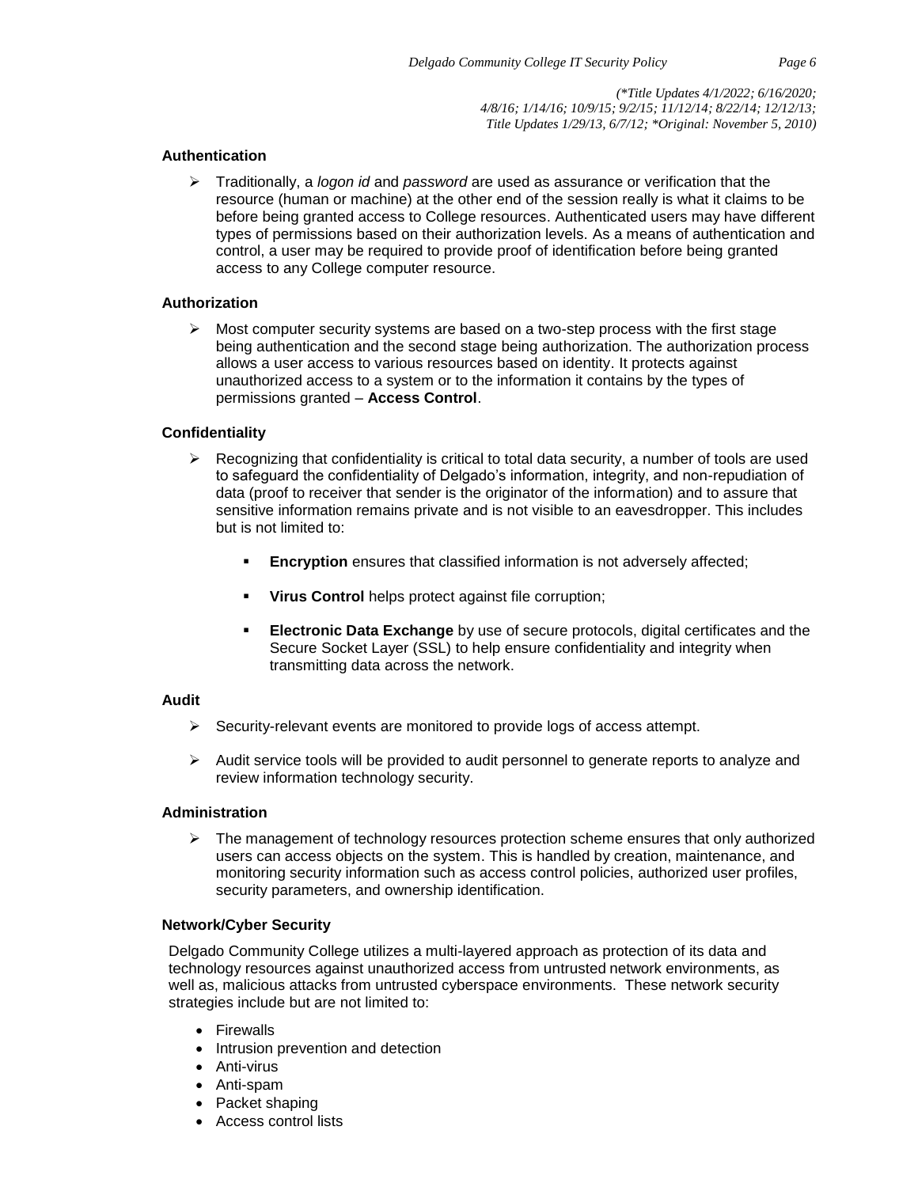### Authentication

- Traditionally, a *logon id* and *password* are used as assurance or verification that the resource (human or machine) at the other end of the session really is what it claims to be before being granted access to College resources. Authenticated users may have different types of permissions based on their authorization levels. As a means of authentication and control, a user may be required to provide proof of identification before being granted access to any College computer resource.

### Authorization

- Most computer security systems are based on a two-step process with the first stage being authentication and the second stage being authorization. The authorization process allows a user access to various resources based on identity. It protects against unauthorized access to a system or to the information it contains by the types of permissions granted – **Access Control**.

### Confidentiality

- Recognizing that confidentiality is critical to total data security, a number of tools are used to safeguard the confidentiality of Delgado's information, integrity, and non-repudiation of data (proof to receiver that sender is the originator of the information) and to assure that sensitive information remains private and is not visible to an eavesdropper. This includes but is not limited to:
  - **Encryption** ensures that classified information is not adversely affected;
  - **Virus Control** helps protect against file corruption;
  - **Electronic Data Exchange** by use of secure protocols, digital certificates and the Secure Socket Layer (SSL) to help ensure confidentiality and integrity when transmitting data across the network.

### Audit

- Security-relevant events are monitored to provide logs of access attempt.
- Audit service tools will be provided to audit personnel to generate reports to analyze and review information technology security.

### Administration

- The management of technology resources protection scheme ensures that only authorized users can access objects on the system. This is handled by creation, maintenance, and monitoring security information such as access control policies, authorized user profiles, security parameters, and ownership identification.

### Network/Cyber Security

Delgado Community College utilizes a multi-layered approach as protection of its data and technology resources against unauthorized access from untrusted network environments, as well as, malicious attacks from untrusted cyberspace environments. These network security strategies include but are not limited to:

- Firewalls
- Intrusion prevention and detection
- Anti-virus
- Anti-spam
- Packet shaping
- Access control lists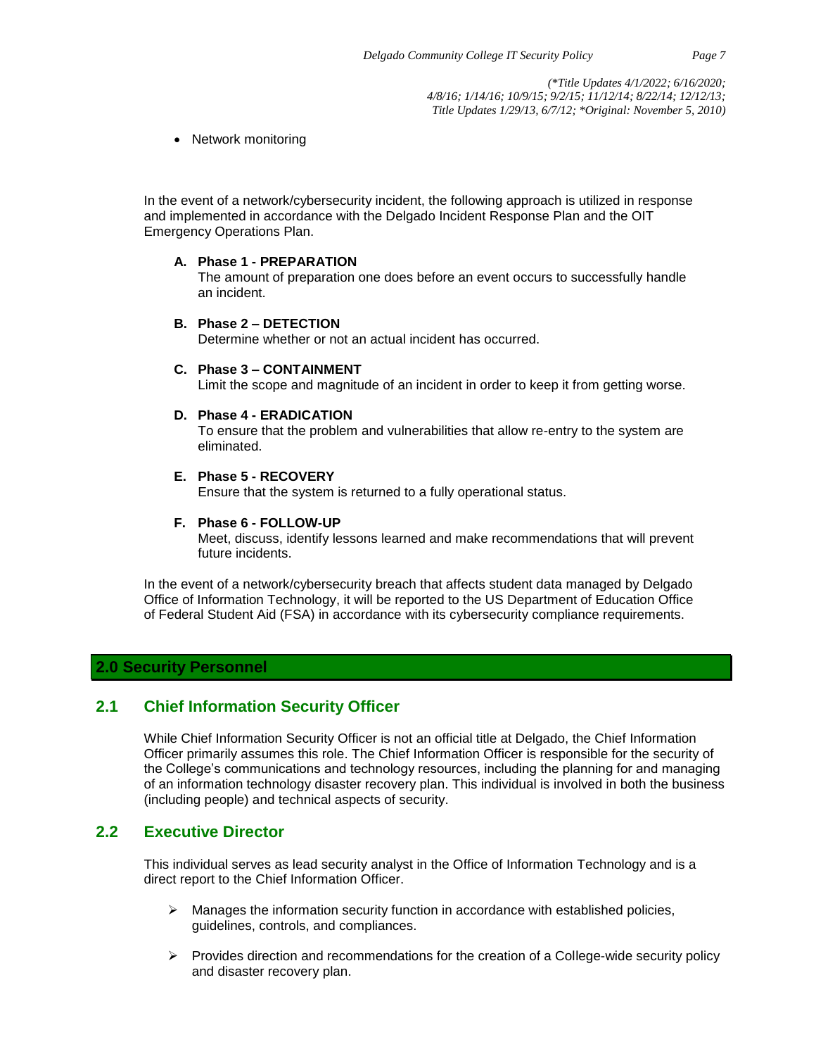- Network monitoring

In the event of a network/cybersecurity incident, the following approach is utilized in response and implemented in accordance with the Delgado Incident Response Plan and the OIT Emergency Operations Plan.

A. **Phase 1 - PREPARATION**
   The amount of preparation one does before an event occurs to successfully handle an incident.

B. **Phase 2 – DETECTION**
   Determine whether or not an actual incident has occurred.

C. **Phase 3 – CONTAINMENT**
   Limit the scope and magnitude of an incident in order to keep it from getting worse.

D. **Phase 4 - ERADICATION**
   To ensure that the problem and vulnerabilities that allow re-entry to the system are eliminated.

E. **Phase 5 - RECOVERY**
   Ensure that the system is returned to a fully operational status.

F. **Phase 6 - FOLLOW-UP**
   Meet, discuss, identify lessons learned and make recommendations that will prevent future incidents.

In the event of a network/cybersecurity breach that affects student data managed by Delgado Office of Information Technology, it will be reported to the US Department of Education Office of Federal Student Aid (FSA) in accordance with its cybersecurity compliance requirements.

# 2.0 Security Personnel

## 2.1 Chief Information Security Officer

While Chief Information Security Officer is not an official title at Delgado, the Chief Information Officer primarily assumes this role. The Chief Information Officer is responsible for the security of the College's communications and technology resources, including the planning for and managing of an information technology disaster recovery plan. This individual is involved in both the business (including people) and technical aspects of security.

## 2.2 Executive Director

This individual serves as lead security analyst in the Office of Information Technology and is a direct report to the Chief Information Officer.

- Manages the information security function in accordance with established policies, guidelines, controls, and compliances.
- Provides direction and recommendations for the creation of a College-wide security policy and disaster recovery plan.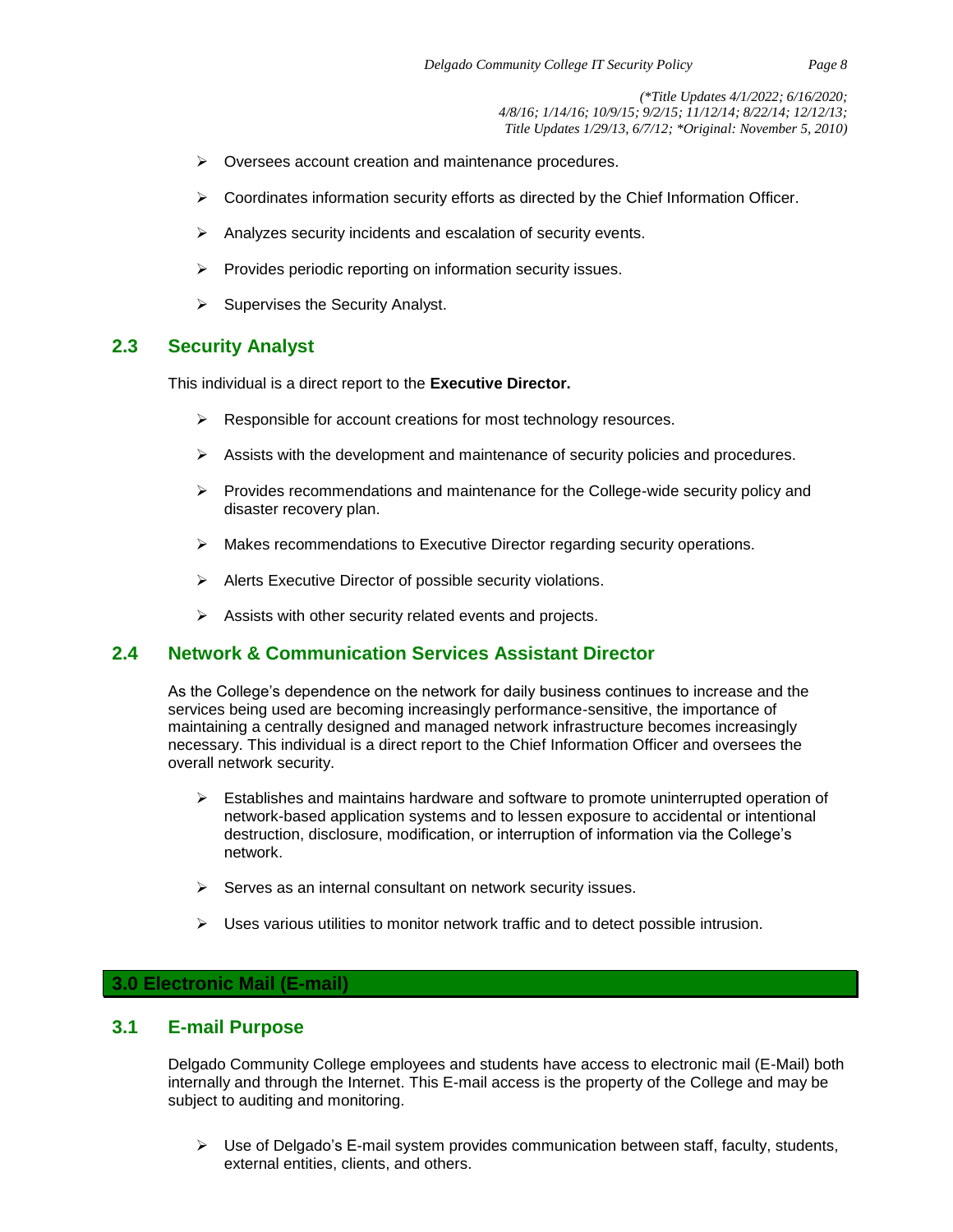- Oversees account creation and maintenance procedures.
- Coordinates information security efforts as directed by the Chief Information Officer.
- Analyzes security incidents and escalation of security events.
- Provides periodic reporting on information security issues.
- Supervises the Security Analyst.

## 2.3 Security Analyst

This individual is a direct report to the **Executive Director.**

- Responsible for account creations for most technology resources.
- Assists with the development and maintenance of security policies and procedures.
- Provides recommendations and maintenance for the College-wide security policy and disaster recovery plan.
- Makes recommendations to Executive Director regarding security operations.
- Alerts Executive Director of possible security violations.
- Assists with other security related events and projects.

## 2.4 Network & Communication Services Assistant Director

As the College's dependence on the network for daily business continues to increase and the services being used are becoming increasingly performance-sensitive, the importance of maintaining a centrally designed and managed network infrastructure becomes increasingly necessary. This individual is a direct report to the Chief Information Officer and oversees the overall network security.

- Establishes and maintains hardware and software to promote uninterrupted operation of network-based application systems and to lessen exposure to accidental or intentional destruction, disclosure, modification, or interruption of information via the College's network.
- Serves as an internal consultant on network security issues.
- Uses various utilities to monitor network traffic and to detect possible intrusion.

# 3.0 Electronic Mail (E-mail)

## 3.1 E-mail Purpose

Delgado Community College employees and students have access to electronic mail (E-Mail) both internally and through the Internet. This E-mail access is the property of the College and may be subject to auditing and monitoring.

- Use of Delgado's E-mail system provides communication between staff, faculty, students, external entities, clients, and others.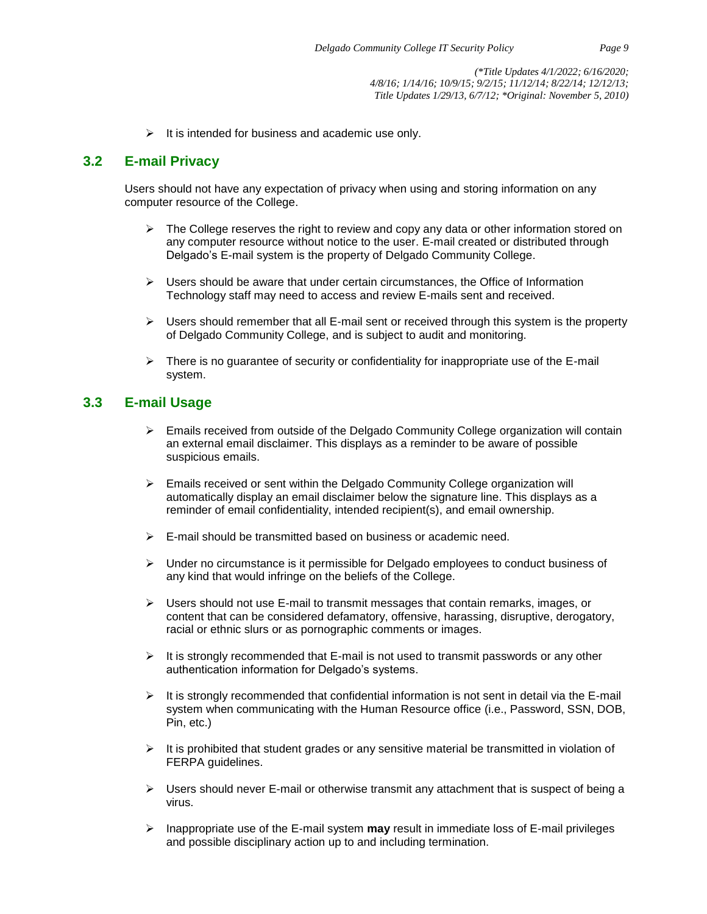- It is intended for business and academic use only.

## 3.2 E-mail Privacy

Users should not have any expectation of privacy when using and storing information on any computer resource of the College.

- The College reserves the right to review and copy any data or other information stored on any computer resource without notice to the user. E-mail created or distributed through Delgado's E-mail system is the property of Delgado Community College.
- Users should be aware that under certain circumstances, the Office of Information Technology staff may need to access and review E-mails sent and received.
- Users should remember that all E-mail sent or received through this system is the property of Delgado Community College, and is subject to audit and monitoring.
- There is no guarantee of security or confidentiality for inappropriate use of the E-mail system.

## 3.3 E-mail Usage

- Emails received from outside of the Delgado Community College organization will contain an external email disclaimer. This displays as a reminder to be aware of possible suspicious emails.
- Emails received or sent within the Delgado Community College organization will automatically display an email disclaimer below the signature line. This displays as a reminder of email confidentiality, intended recipient(s), and email ownership.
- E-mail should be transmitted based on business or academic need.
- Under no circumstance is it permissible for Delgado employees to conduct business of any kind that would infringe on the beliefs of the College.
- Users should not use E-mail to transmit messages that contain remarks, images, or content that can be considered defamatory, offensive, harassing, disruptive, derogatory, racial or ethnic slurs or as pornographic comments or images.
- It is strongly recommended that E-mail is not used to transmit passwords or any other authentication information for Delgado's systems.
- It is strongly recommended that confidential information is not sent in detail via the E-mail system when communicating with the Human Resource office (i.e., Password, SSN, DOB, Pin, etc.)
- It is prohibited that student grades or any sensitive material be transmitted in violation of FERPA guidelines.
- Users should never E-mail or otherwise transmit any attachment that is suspect of being a virus.
- Inappropriate use of the E-mail system **may** result in immediate loss of E-mail privileges and possible disciplinary action up to and including termination.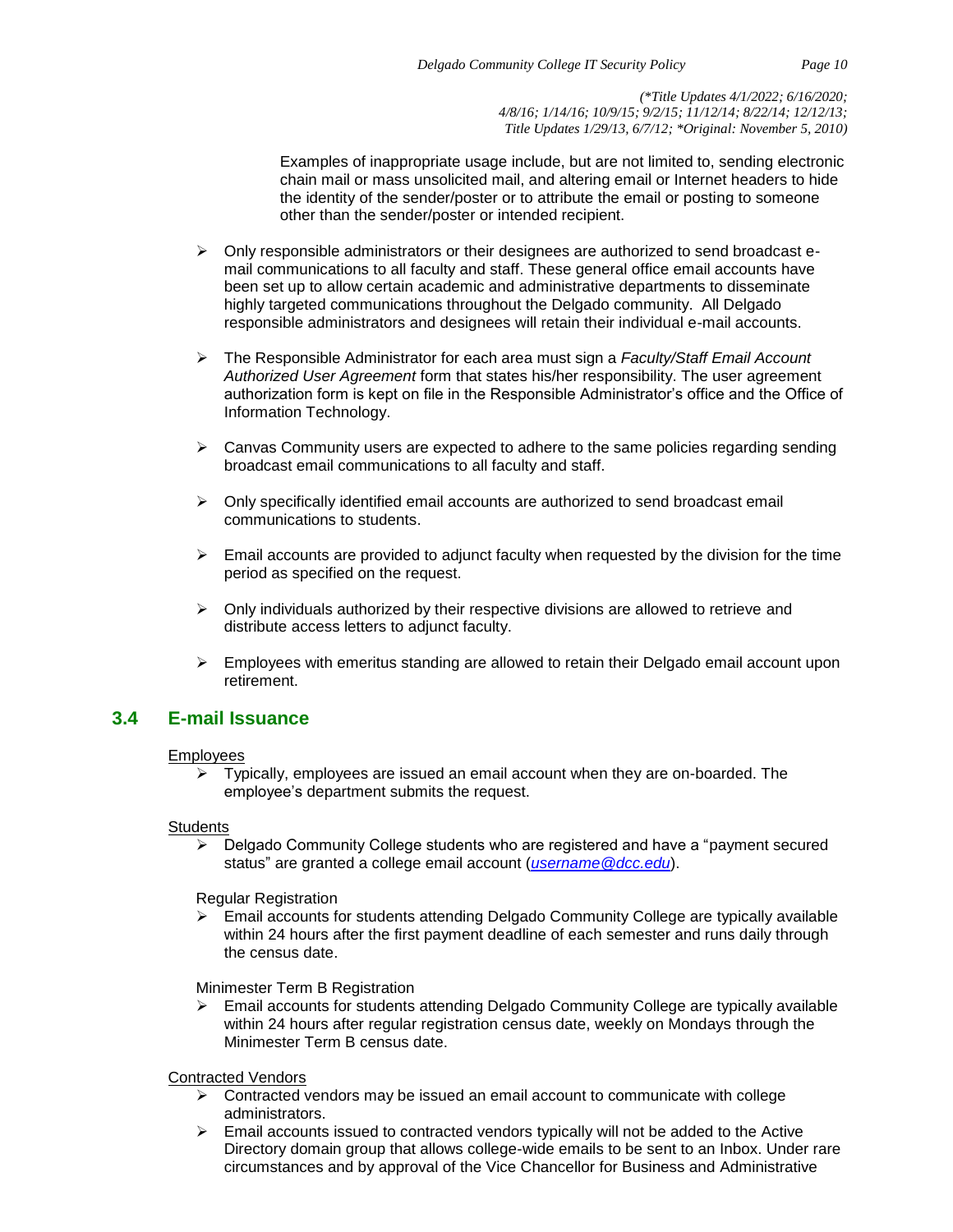Examples of inappropriate usage include, but are not limited to, sending electronic chain mail or mass unsolicited mail, and altering email or Internet headers to hide the identity of the sender/poster or to attribute the email or posting to someone other than the sender/poster or intended recipient.

- Only responsible administrators or their designees are authorized to send broadcast e-mail communications to all faculty and staff. These general office email accounts have been set up to allow certain academic and administrative departments to disseminate highly targeted communications throughout the Delgado community. All Delgado responsible administrators and designees will retain their individual e-mail accounts.
- The Responsible Administrator for each area must sign a *Faculty/Staff Email Account Authorized User Agreement* form that states his/her responsibility. The user agreement authorization form is kept on file in the Responsible Administrator's office and the Office of Information Technology.
- Canvas Community users are expected to adhere to the same policies regarding sending broadcast email communications to all faculty and staff.
- Only specifically identified email accounts are authorized to send broadcast email communications to students.
- Email accounts are provided to adjunct faculty when requested by the division for the time period as specified on the request.
- Only individuals authorized by their respective divisions are allowed to retrieve and distribute access letters to adjunct faculty.
- Employees with emeritus standing are allowed to retain their Delgado email account upon retirement.

## 3.4 E-mail Issuance

Employees

- Typically, employees are issued an email account when they are on-boarded. The employee's department submits the request.

Students

- Delgado Community College students who are registered and have a "payment secured status" are granted a college email account (*username@dcc.edu*).

Regular Registration

- Email accounts for students attending Delgado Community College are typically available within 24 hours after the first payment deadline of each semester and runs daily through the census date.

Minimester Term B Registration

- Email accounts for students attending Delgado Community College are typically available within 24 hours after regular registration census date, weekly on Mondays through the Minimester Term B census date.

Contracted Vendors

- Contracted vendors may be issued an email account to communicate with college administrators.
- Email accounts issued to contracted vendors typically will not be added to the Active Directory domain group that allows college-wide emails to be sent to an Inbox. Under rare circumstances and by approval of the Vice Chancellor for Business and Administrative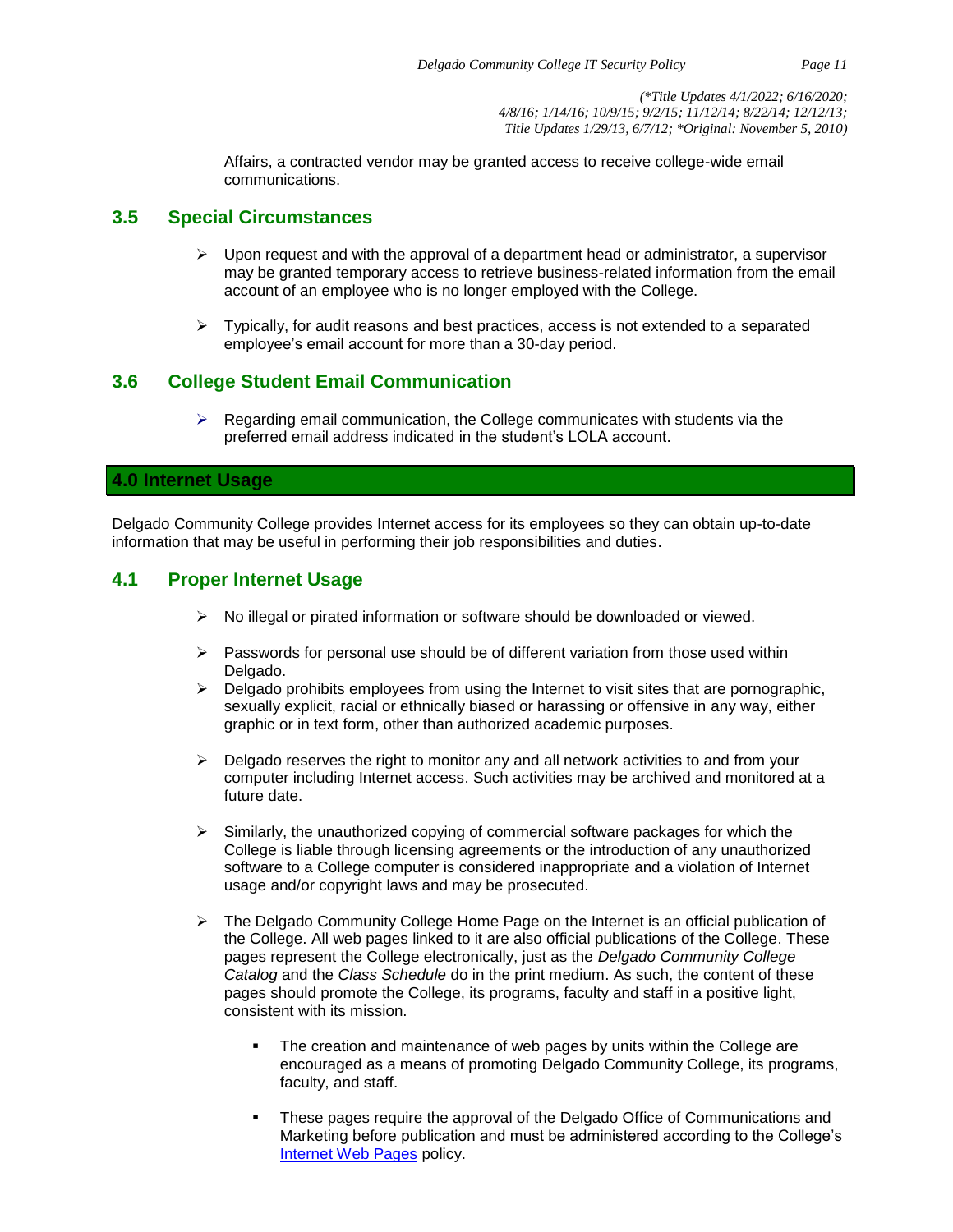Affairs, a contracted vendor may be granted access to receive college-wide email communications.

## 3.5 Special Circumstances

- Upon request and with the approval of a department head or administrator, a supervisor may be granted temporary access to retrieve business-related information from the email account of an employee who is no longer employed with the College.
- Typically, for audit reasons and best practices, access is not extended to a separated employee's email account for more than a 30-day period.

## 3.6 College Student Email Communication

- Regarding email communication, the College communicates with students via the preferred email address indicated in the student's LOLA account.

# 4.0 Internet Usage

Delgado Community College provides Internet access for its employees so they can obtain up-to-date information that may be useful in performing their job responsibilities and duties.

## 4.1 Proper Internet Usage

- No illegal or pirated information or software should be downloaded or viewed.
- Passwords for personal use should be of different variation from those used within Delgado.
- Delgado prohibits employees from using the Internet to visit sites that are pornographic, sexually explicit, racial or ethnically biased or harassing or offensive in any way, either graphic or in text form, other than authorized academic purposes.
- Delgado reserves the right to monitor any and all network activities to and from your computer including Internet access. Such activities may be archived and monitored at a future date.
- Similarly, the unauthorized copying of commercial software packages for which the College is liable through licensing agreements or the introduction of any unauthorized software to a College computer is considered inappropriate and a violation of Internet usage and/or copyright laws and may be prosecuted.
- The Delgado Community College Home Page on the Internet is an official publication of the College. All web pages linked to it are also official publications of the College. These pages represent the College electronically, just as the *Delgado Community College Catalog* and the *Class Schedule* do in the print medium. As such, the content of these pages should promote the College, its programs, faculty and staff in a positive light, consistent with its mission.
  - The creation and maintenance of web pages by units within the College are encouraged as a means of promoting Delgado Community College, its programs, faculty, and staff.
  - These pages require the approval of the Delgado Office of Communications and Marketing before publication and must be administered according to the College's Internet Web Pages policy.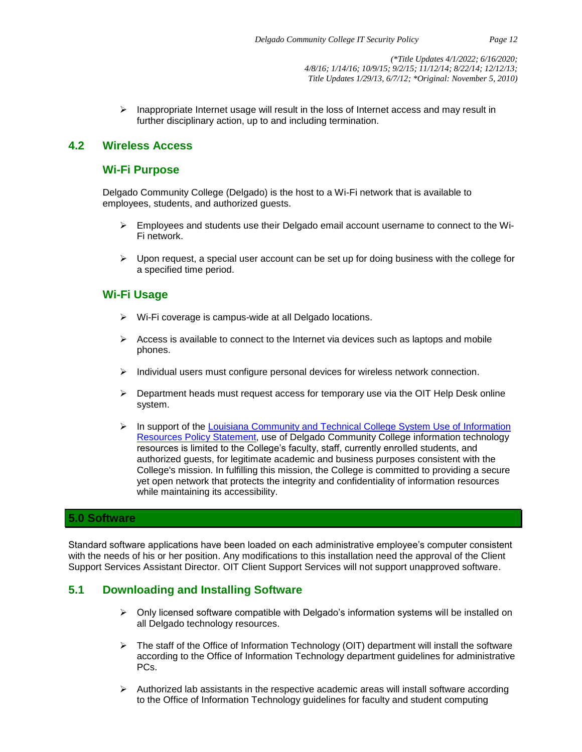- Inappropriate Internet usage will result in the loss of Internet access and may result in further disciplinary action, up to and including termination.

## 4.2 Wireless Access

### Wi-Fi Purpose

Delgado Community College (Delgado) is the host to a Wi-Fi network that is available to employees, students, and authorized guests.

- Employees and students use their Delgado email account username to connect to the Wi-Fi network.
- Upon request, a special user account can be set up for doing business with the college for a specified time period.

### Wi-Fi Usage

- Wi-Fi coverage is campus-wide at all Delgado locations.
- Access is available to connect to the Internet via devices such as laptops and mobile phones.
- Individual users must configure personal devices for wireless network connection.
- Department heads must request access for temporary use via the OIT Help Desk online system.
- In support of the Louisiana Community and Technical College System Use of Information Resources Policy Statement, use of Delgado Community College information technology resources is limited to the College's faculty, staff, currently enrolled students, and authorized guests, for legitimate academic and business purposes consistent with the College's mission. In fulfilling this mission, the College is committed to providing a secure yet open network that protects the integrity and confidentiality of information resources while maintaining its accessibility.

# 5.0 Software

Standard software applications have been loaded on each administrative employee's computer consistent with the needs of his or her position. Any modifications to this installation need the approval of the Client Support Services Assistant Director. OIT Client Support Services will not support unapproved software.

## 5.1 Downloading and Installing Software

- Only licensed software compatible with Delgado's information systems will be installed on all Delgado technology resources.
- The staff of the Office of Information Technology (OIT) department will install the software according to the Office of Information Technology department guidelines for administrative PCs.
- Authorized lab assistants in the respective academic areas will install software according to the Office of Information Technology guidelines for faculty and student computing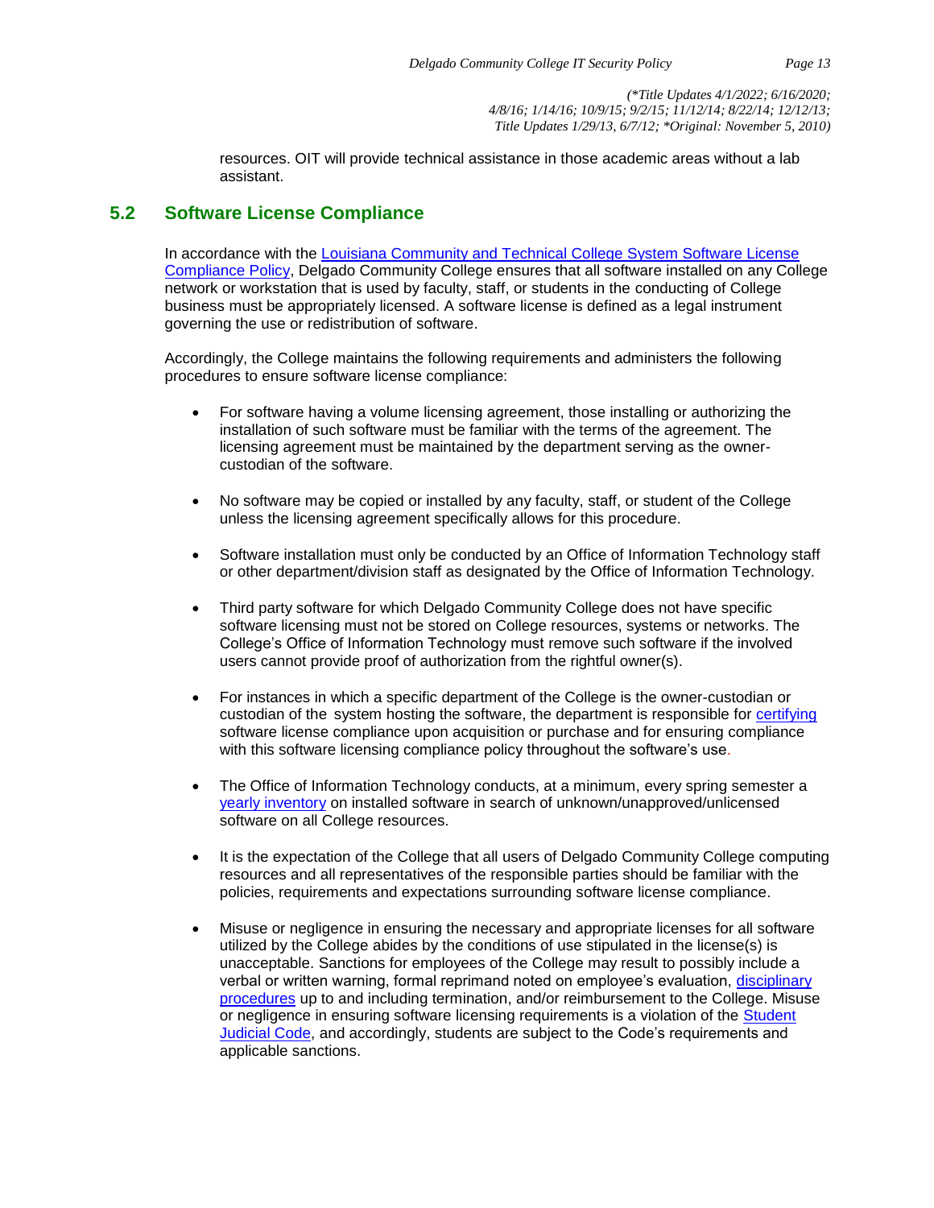resources. OIT will provide technical assistance in those academic areas without a lab assistant.

## 5.2 Software License Compliance

In accordance with the Louisiana Community and Technical College System Software License Compliance Policy, Delgado Community College ensures that all software installed on any College network or workstation that is used by faculty, staff, or students in the conducting of College business must be appropriately licensed. A software license is defined as a legal instrument governing the use or redistribution of software.

Accordingly, the College maintains the following requirements and administers the following procedures to ensure software license compliance:

- For software having a volume licensing agreement, those installing or authorizing the installation of such software must be familiar with the terms of the agreement. The licensing agreement must be maintained by the department serving as the owner-custodian of the software.

- No software may be copied or installed by any faculty, staff, or student of the College unless the licensing agreement specifically allows for this procedure.

- Software installation must only be conducted by an Office of Information Technology staff or other department/division staff as designated by the Office of Information Technology.

- Third party software for which Delgado Community College does not have specific software licensing must not be stored on College resources, systems or networks. The College's Office of Information Technology must remove such software if the involved users cannot provide proof of authorization from the rightful owner(s).

- For instances in which a specific department of the College is the owner-custodian or custodian of the system hosting the software, the department is responsible for certifying software license compliance upon acquisition or purchase and for ensuring compliance with this software licensing compliance policy throughout the software's use.

- The Office of Information Technology conducts, at a minimum, every spring semester a yearly inventory on installed software in search of unknown/unapproved/unlicensed software on all College resources.

- It is the expectation of the College that all users of Delgado Community College computing resources and all representatives of the responsible parties should be familiar with the policies, requirements and expectations surrounding software license compliance.

- Misuse or negligence in ensuring the necessary and appropriate licenses for all software utilized by the College abides by the conditions of use stipulated in the license(s) is unacceptable. Sanctions for employees of the College may result to possibly include a verbal or written warning, formal reprimand noted on employee's evaluation, disciplinary procedures up to and including termination, and/or reimbursement to the College. Misuse or negligence in ensuring software licensing requirements is a violation of the Student Judicial Code, and accordingly, students are subject to the Code's requirements and applicable sanctions.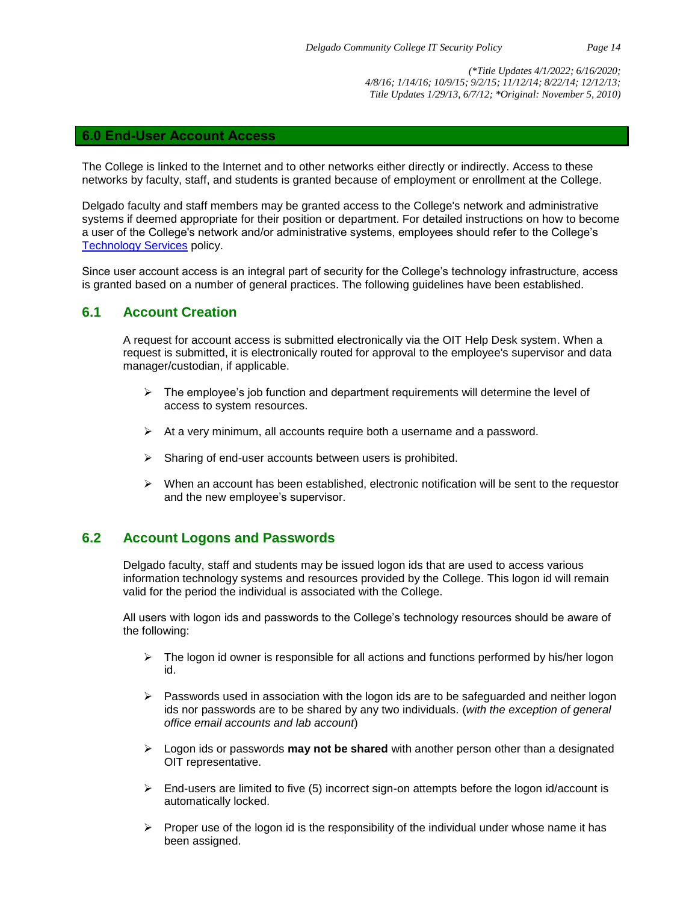(*Title Updates 4/1/2022; 6/16/2020; 4/8/16; 1/14/16; 10/9/15; 9/2/15; 11/12/14; 8/22/14; 12/12/13; Title Updates 1/29/13, 6/7/12; *Original: November 5, 2010)

## 6.0 End-User Account Access

The College is linked to the Internet and to other networks either directly or indirectly. Access to these networks by faculty, staff, and students is granted because of employment or enrollment at the College.

Delgado faculty and staff members may be granted access to the College's network and administrative systems if deemed appropriate for their position or department. For detailed instructions on how to become a user of the College's network and/or administrative systems, employees should refer to the College's Technology Services policy.

Since user account access is an integral part of security for the College's technology infrastructure, access is granted based on a number of general practices. The following guidelines have been established.

### 6.1 Account Creation

A request for account access is submitted electronically via the OIT Help Desk system. When a request is submitted, it is electronically routed for approval to the employee's supervisor and data manager/custodian, if applicable.

- The employee's job function and department requirements will determine the level of access to system resources.
- At a very minimum, all accounts require both a username and a password.
- Sharing of end-user accounts between users is prohibited.
- When an account has been established, electronic notification will be sent to the requestor and the new employee's supervisor.

### 6.2 Account Logons and Passwords

Delgado faculty, staff and students may be issued logon ids that are used to access various information technology systems and resources provided by the College. This logon id will remain valid for the period the individual is associated with the College.

All users with logon ids and passwords to the College's technology resources should be aware of the following:

- The logon id owner is responsible for all actions and functions performed by his/her logon id.
- Passwords used in association with the logon ids are to be safeguarded and neither logon ids nor passwords are to be shared by any two individuals. (*with the exception of general office email accounts and lab account*)
- Logon ids or passwords **may not be shared** with another person other than a designated OIT representative.
- End-users are limited to five (5) incorrect sign-on attempts before the logon id/account is automatically locked.
- Proper use of the logon id is the responsibility of the individual under whose name it has been assigned.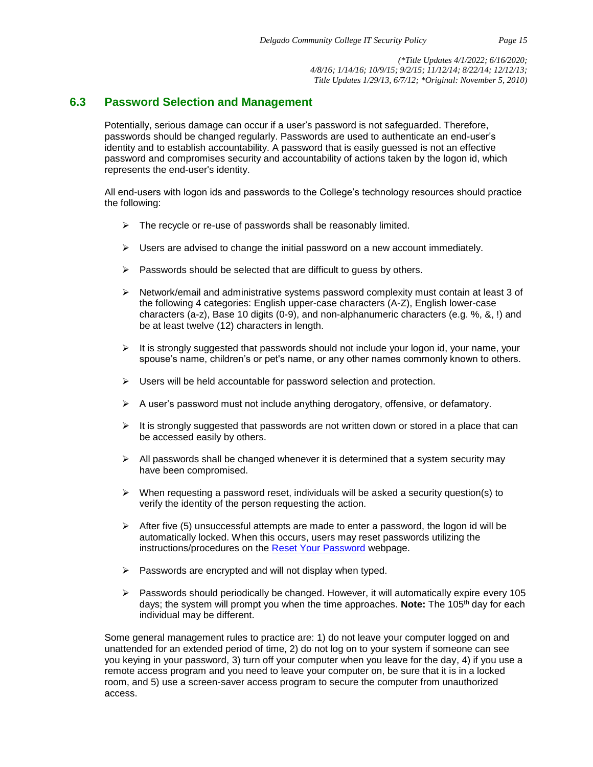*(\*Title Updates 4/1/2022; 6/16/2020; 4/8/16; 1/14/16; 10/9/15; 9/2/15; 11/12/14; 8/22/14; 12/12/13; Title Updates 1/29/13, 6/7/12; \*Original: November 5, 2010)*

## 6.3 Password Selection and Management

Potentially, serious damage can occur if a user's password is not safeguarded. Therefore, passwords should be changed regularly. Passwords are used to authenticate an end-user's identity and to establish accountability. A password that is easily guessed is not an effective password and compromises security and accountability of actions taken by the logon id, which represents the end-user's identity.

All end-users with logon ids and passwords to the College's technology resources should practice the following:

- The recycle or re-use of passwords shall be reasonably limited.
- Users are advised to change the initial password on a new account immediately.
- Passwords should be selected that are difficult to guess by others.
- Network/email and administrative systems password complexity must contain at least 3 of the following 4 categories: English upper-case characters (A-Z), English lower-case characters (a-z), Base 10 digits (0-9), and non-alphanumeric characters (e.g. %, &, !) and be at least twelve (12) characters in length.
- It is strongly suggested that passwords should not include your logon id, your name, your spouse's name, children's or pet's name, or any other names commonly known to others.
- Users will be held accountable for password selection and protection.
- A user's password must not include anything derogatory, offensive, or defamatory.
- It is strongly suggested that passwords are not written down or stored in a place that can be accessed easily by others.
- All passwords shall be changed whenever it is determined that a system security may have been compromised.
- When requesting a password reset, individuals will be asked a security question(s) to verify the identity of the person requesting the action.
- After five (5) unsuccessful attempts are made to enter a password, the logon id will be automatically locked. When this occurs, users may reset passwords utilizing the instructions/procedures on the Reset Your Password webpage.
- Passwords are encrypted and will not display when typed.
- Passwords should periodically be changed. However, it will automatically expire every 105 days; the system will prompt you when the time approaches. **Note:** The 105th day for each individual may be different.

Some general management rules to practice are: 1) do not leave your computer logged on and unattended for an extended period of time, 2) do not log on to your system if someone can see you keying in your password, 3) turn off your computer when you leave for the day, 4) if you use a remote access program and you need to leave your computer on, be sure that it is in a locked room, and 5) use a screen-saver access program to secure the computer from unauthorized access.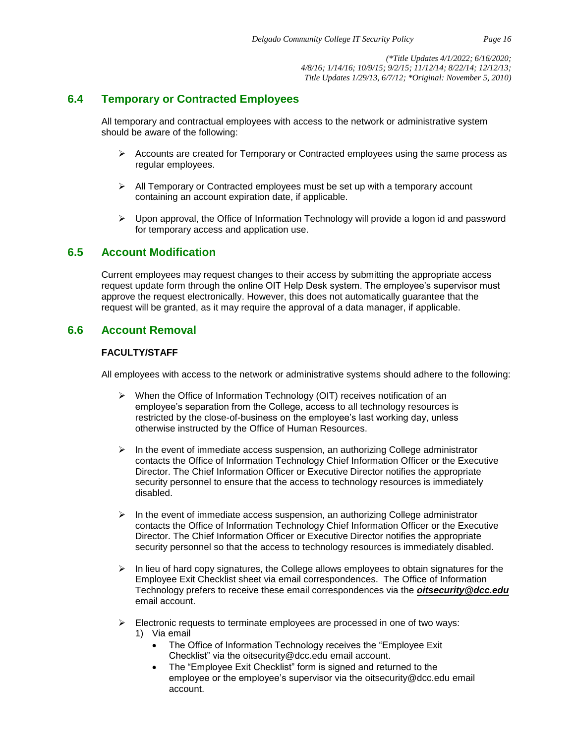(*Title Updates 4/1/2022; 6/16/2020; 4/8/16; 1/14/16; 10/9/15; 9/2/15; 11/12/14; 8/22/14; 12/12/13; Title Updates 1/29/13, 6/7/12; *Original: November 5, 2010)

## 6.4 Temporary or Contracted Employees

All temporary and contractual employees with access to the network or administrative system should be aware of the following:

- Accounts are created for Temporary or Contracted employees using the same process as regular employees.
- All Temporary or Contracted employees must be set up with a temporary account containing an account expiration date, if applicable.
- Upon approval, the Office of Information Technology will provide a logon id and password for temporary access and application use.

## 6.5 Account Modification

Current employees may request changes to their access by submitting the appropriate access request update form through the online OIT Help Desk system. The employee's supervisor must approve the request electronically. However, this does not automatically guarantee that the request will be granted, as it may require the approval of a data manager, if applicable.

## 6.6 Account Removal

**FACULTY/STAFF**

All employees with access to the network or administrative systems should adhere to the following:

- When the Office of Information Technology (OIT) receives notification of an employee's separation from the College, access to all technology resources is restricted by the close-of-business on the employee's last working day, unless otherwise instructed by the Office of Human Resources.
- In the event of immediate access suspension, an authorizing College administrator contacts the Office of Information Technology Chief Information Officer or the Executive Director. The Chief Information Officer or Executive Director notifies the appropriate security personnel to ensure that the access to technology resources is immediately disabled.
- In the event of immediate access suspension, an authorizing College administrator contacts the Office of Information Technology Chief Information Officer or the Executive Director. The Chief Information Officer or Executive Director notifies the appropriate security personnel so that the access to technology resources is immediately disabled.
- In lieu of hard copy signatures, the College allows employees to obtain signatures for the Employee Exit Checklist sheet via email correspondences. The Office of Information Technology prefers to receive these email correspondences via the ***oitsecurity@dcc.edu*** email account.
- Electronic requests to terminate employees are processed in one of two ways:
  1) Via email
     - The Office of Information Technology receives the "Employee Exit Checklist" via the oitsecurity@dcc.edu email account.
     - The "Employee Exit Checklist" form is signed and returned to the employee or the employee's supervisor via the oitsecurity@dcc.edu email account.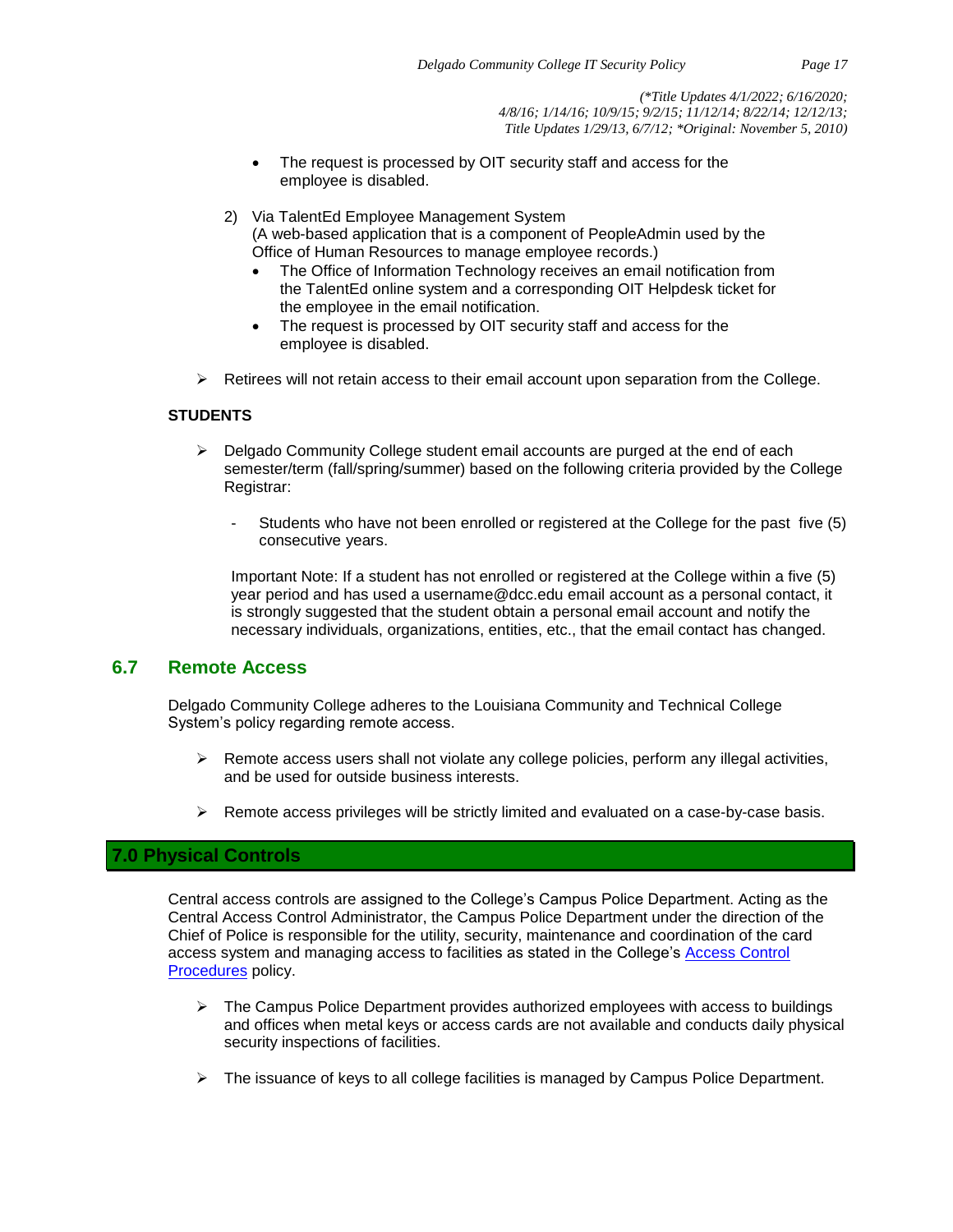- The request is processed by OIT security staff and access for the employee is disabled.

2) Via TalentEd Employee Management System
   (A web-based application that is a component of PeopleAdmin used by the Office of Human Resources to manage employee records.)
   - The Office of Information Technology receives an email notification from the TalentEd online system and a corresponding OIT Helpdesk ticket for the employee in the email notification.
   - The request is processed by OIT security staff and access for the employee is disabled.

- Retirees will not retain access to their email account upon separation from the College.

**STUDENTS**

- Delgado Community College student email accounts are purged at the end of each semester/term (fall/spring/summer) based on the following criteria provided by the College Registrar:

  - Students who have not been enrolled or registered at the College for the past five (5) consecutive years.

  Important Note: If a student has not enrolled or registered at the College within a five (5) year period and has used a username@dcc.edu email account as a personal contact, it is strongly suggested that the student obtain a personal email account and notify the necessary individuals, organizations, entities, etc., that the email contact has changed.

## 6.7 Remote Access

Delgado Community College adheres to the Louisiana Community and Technical College System's policy regarding remote access.

- Remote access users shall not violate any college policies, perform any illegal activities, and be used for outside business interests.

- Remote access privileges will be strictly limited and evaluated on a case-by-case basis.

# 7.0 Physical Controls

Central access controls are assigned to the College's Campus Police Department. Acting as the Central Access Control Administrator, the Campus Police Department under the direction of the Chief of Police is responsible for the utility, security, maintenance and coordination of the card access system and managing access to facilities as stated in the College's Access Control Procedures policy.

- The Campus Police Department provides authorized employees with access to buildings and offices when metal keys or access cards are not available and conducts daily physical security inspections of facilities.

- The issuance of keys to all college facilities is managed by Campus Police Department.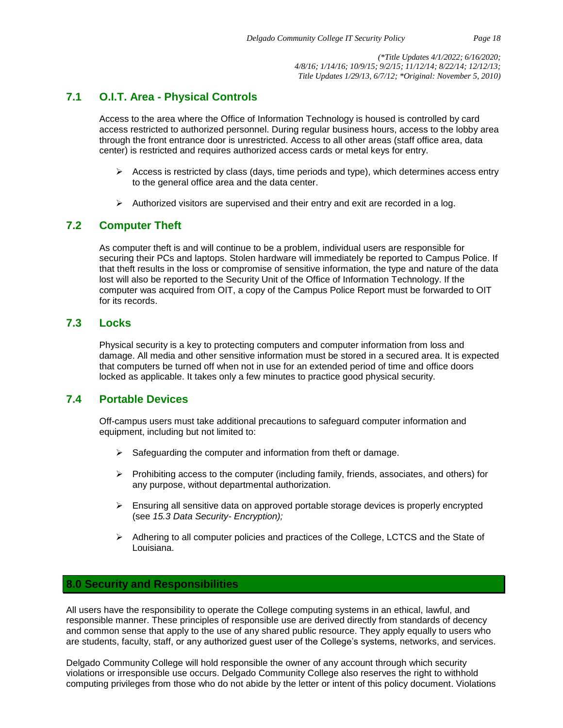*(\*Title Updates 4/1/2022; 6/16/2020; 4/8/16; 1/14/16; 10/9/15; 9/2/15; 11/12/14; 8/22/14; 12/12/13; Title Updates 1/29/13, 6/7/12; \*Original: November 5, 2010)*

### 7.1 O.I.T. Area - Physical Controls

Access to the area where the Office of Information Technology is housed is controlled by card access restricted to authorized personnel. During regular business hours, access to the lobby area through the front entrance door is unrestricted. Access to all other areas (staff office area, data center) is restricted and requires authorized access cards or metal keys for entry.

- Access is restricted by class (days, time periods and type), which determines access entry to the general office area and the data center.
- Authorized visitors are supervised and their entry and exit are recorded in a log.

### 7.2 Computer Theft

As computer theft is and will continue to be a problem, individual users are responsible for securing their PCs and laptops. Stolen hardware will immediately be reported to Campus Police. If that theft results in the loss or compromise of sensitive information, the type and nature of the data lost will also be reported to the Security Unit of the Office of Information Technology. If the computer was acquired from OIT, a copy of the Campus Police Report must be forwarded to OIT for its records.

### 7.3 Locks

Physical security is a key to protecting computers and computer information from loss and damage. All media and other sensitive information must be stored in a secured area. It is expected that computers be turned off when not in use for an extended period of time and office doors locked as applicable. It takes only a few minutes to practice good physical security.

### 7.4 Portable Devices

Off-campus users must take additional precautions to safeguard computer information and equipment, including but not limited to:

- Safeguarding the computer and information from theft or damage.
- Prohibiting access to the computer (including family, friends, associates, and others) for any purpose, without departmental authorization.
- Ensuring all sensitive data on approved portable storage devices is properly encrypted (see *15.3 Data Security- Encryption);*
- Adhering to all computer policies and practices of the College, LCTCS and the State of Louisiana.

## 8.0 Security and Responsibilities

All users have the responsibility to operate the College computing systems in an ethical, lawful, and responsible manner. These principles of responsible use are derived directly from standards of decency and common sense that apply to the use of any shared public resource. They apply equally to users who are students, faculty, staff, or any authorized guest user of the College's systems, networks, and services.

Delgado Community College will hold responsible the owner of any account through which security violations or irresponsible use occurs. Delgado Community College also reserves the right to withhold computing privileges from those who do not abide by the letter or intent of this policy document. Violations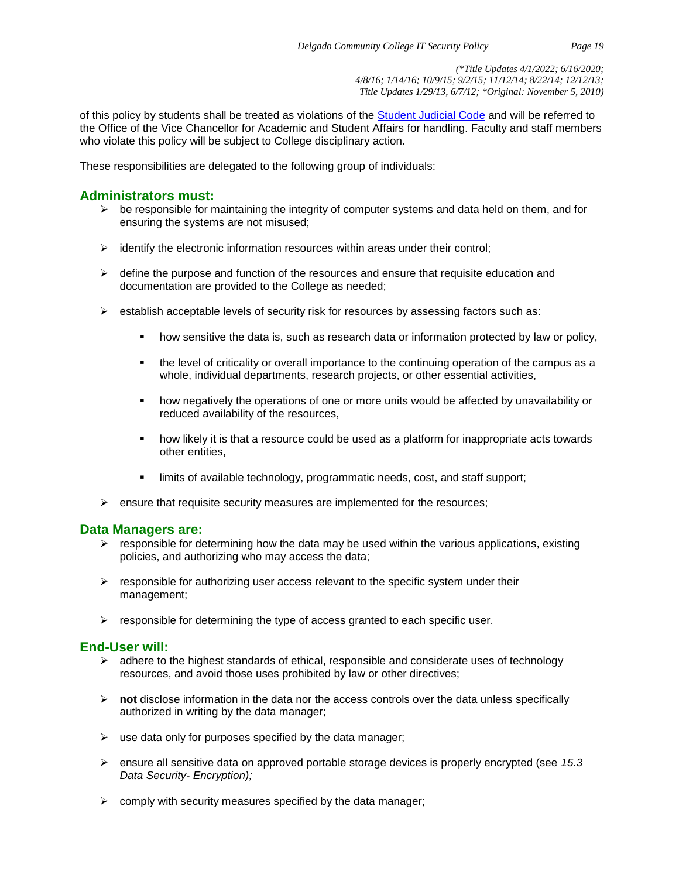of this policy by students shall be treated as violations of the [Student Judicial Code] and will be referred to the Office of the Vice Chancellor for Academic and Student Affairs for handling. Faculty and staff members who violate this policy will be subject to College disciplinary action.

These responsibilities are delegated to the following group of individuals:

### Administrators must:

- be responsible for maintaining the integrity of computer systems and data held on them, and for ensuring the systems are not misused;
- identify the electronic information resources within areas under their control;
- define the purpose and function of the resources and ensure that requisite education and documentation are provided to the College as needed;
- establish acceptable levels of security risk for resources by assessing factors such as:
  - how sensitive the data is, such as research data or information protected by law or policy,
  - the level of criticality or overall importance to the continuing operation of the campus as a whole, individual departments, research projects, or other essential activities,
  - how negatively the operations of one or more units would be affected by unavailability or reduced availability of the resources,
  - how likely it is that a resource could be used as a platform for inappropriate acts towards other entities,
  - limits of available technology, programmatic needs, cost, and staff support;
- ensure that requisite security measures are implemented for the resources;

### Data Managers are:

- responsible for determining how the data may be used within the various applications, existing policies, and authorizing who may access the data;
- responsible for authorizing user access relevant to the specific system under their management;
- responsible for determining the type of access granted to each specific user.

### End-User will:

- adhere to the highest standards of ethical, responsible and considerate uses of technology resources, and avoid those uses prohibited by law or other directives;
- **not** disclose information in the data nor the access controls over the data unless specifically authorized in writing by the data manager;
- use data only for purposes specified by the data manager;
- ensure all sensitive data on approved portable storage devices is properly encrypted (see *15.3 Data Security- Encryption);*
- comply with security measures specified by the data manager;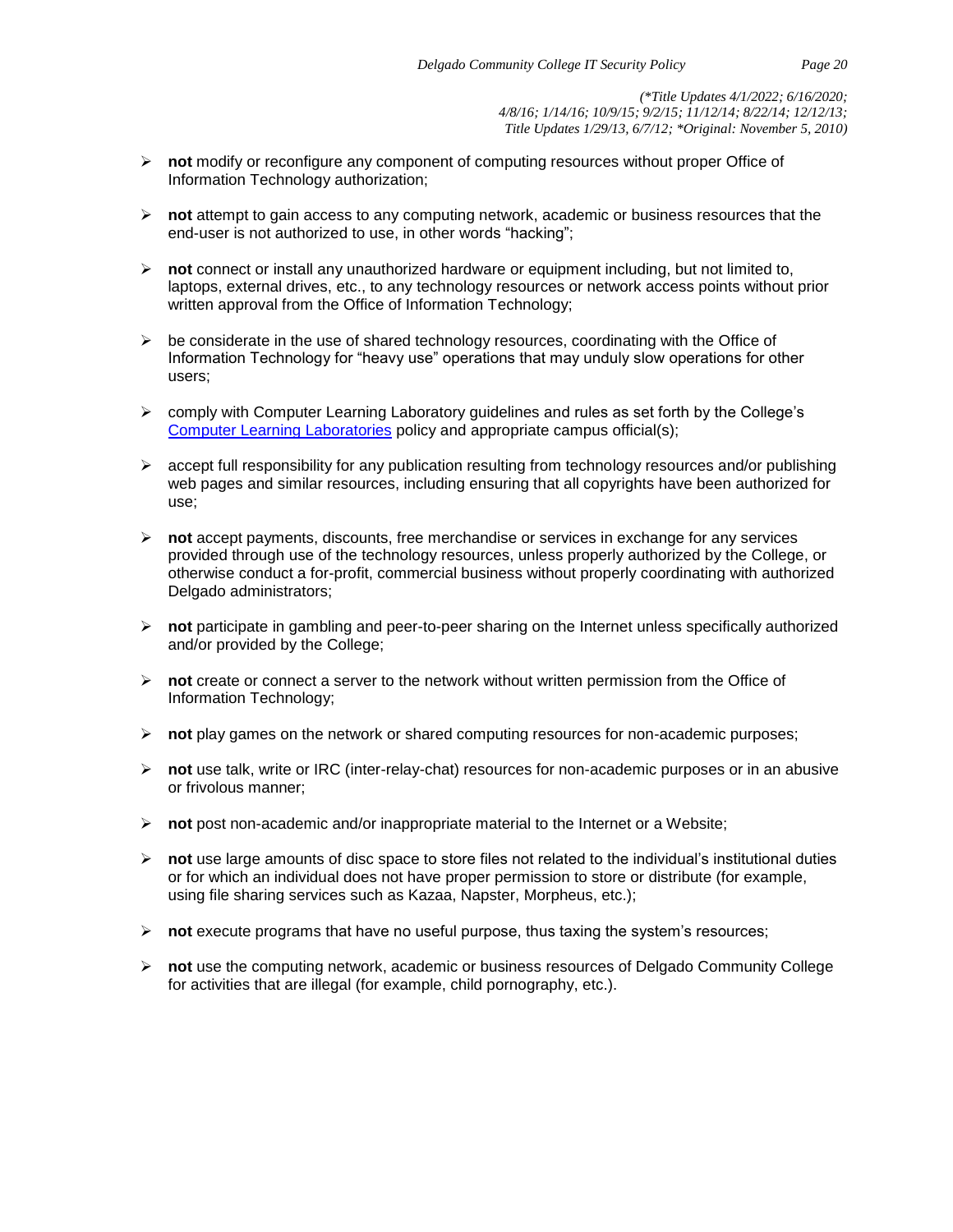- **not** modify or reconfigure any component of computing resources without proper Office of Information Technology authorization;

- **not** attempt to gain access to any computing network, academic or business resources that the end-user is not authorized to use, in other words "hacking";

- **not** connect or install any unauthorized hardware or equipment including, but not limited to, laptops, external drives, etc., to any technology resources or network access points without prior written approval from the Office of Information Technology;

- be considerate in the use of shared technology resources, coordinating with the Office of Information Technology for "heavy use" operations that may unduly slow operations for other users;

- comply with Computer Learning Laboratory guidelines and rules as set forth by the College's [Computer Learning Laboratories] policy and appropriate campus official(s);

- accept full responsibility for any publication resulting from technology resources and/or publishing web pages and similar resources, including ensuring that all copyrights have been authorized for use;

- **not** accept payments, discounts, free merchandise or services in exchange for any services provided through use of the technology resources, unless properly authorized by the College, or otherwise conduct a for-profit, commercial business without properly coordinating with authorized Delgado administrators;

- **not** participate in gambling and peer-to-peer sharing on the Internet unless specifically authorized and/or provided by the College;

- **not** create or connect a server to the network without written permission from the Office of Information Technology;

- **not** play games on the network or shared computing resources for non-academic purposes;

- **not** use talk, write or IRC (inter-relay-chat) resources for non-academic purposes or in an abusive or frivolous manner;

- **not** post non-academic and/or inappropriate material to the Internet or a Website;

- **not** use large amounts of disc space to store files not related to the individual's institutional duties or for which an individual does not have proper permission to store or distribute (for example, using file sharing services such as Kazaa, Napster, Morpheus, etc.);

- **not** execute programs that have no useful purpose, thus taxing the system's resources;

- **not** use the computing network, academic or business resources of Delgado Community College for activities that are illegal (for example, child pornography, etc.).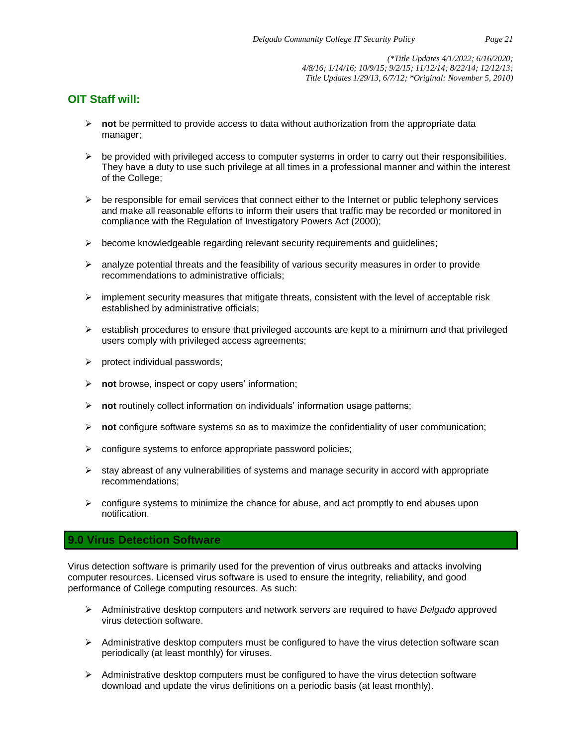(*Title Updates 4/1/2022; 6/16/2020; 4/8/16; 1/14/16; 10/9/15; 9/2/15; 11/12/14; 8/22/14; 12/12/13; Title Updates 1/29/13, 6/7/12; *Original: November 5, 2010)*

## OIT Staff will:

- **not** be permitted to provide access to data without authorization from the appropriate data manager;
- be provided with privileged access to computer systems in order to carry out their responsibilities. They have a duty to use such privilege at all times in a professional manner and within the interest of the College;
- be responsible for email services that connect either to the Internet or public telephony services and make all reasonable efforts to inform their users that traffic may be recorded or monitored in compliance with the Regulation of Investigatory Powers Act (2000);
- become knowledgeable regarding relevant security requirements and guidelines;
- analyze potential threats and the feasibility of various security measures in order to provide recommendations to administrative officials;
- implement security measures that mitigate threats, consistent with the level of acceptable risk established by administrative officials;
- establish procedures to ensure that privileged accounts are kept to a minimum and that privileged users comply with privileged access agreements;
- protect individual passwords;
- **not** browse, inspect or copy users' information;
- **not** routinely collect information on individuals' information usage patterns;
- **not** configure software systems so as to maximize the confidentiality of user communication;
- configure systems to enforce appropriate password policies;
- stay abreast of any vulnerabilities of systems and manage security in accord with appropriate recommendations;
- configure systems to minimize the chance for abuse, and act promptly to end abuses upon notification.

## 9.0 Virus Detection Software

Virus detection software is primarily used for the prevention of virus outbreaks and attacks involving computer resources. Licensed virus software is used to ensure the integrity, reliability, and good performance of College computing resources. As such:

- Administrative desktop computers and network servers are required to have *Delgado* approved virus detection software.
- Administrative desktop computers must be configured to have the virus detection software scan periodically (at least monthly) for viruses.
- Administrative desktop computers must be configured to have the virus detection software download and update the virus definitions on a periodic basis (at least monthly).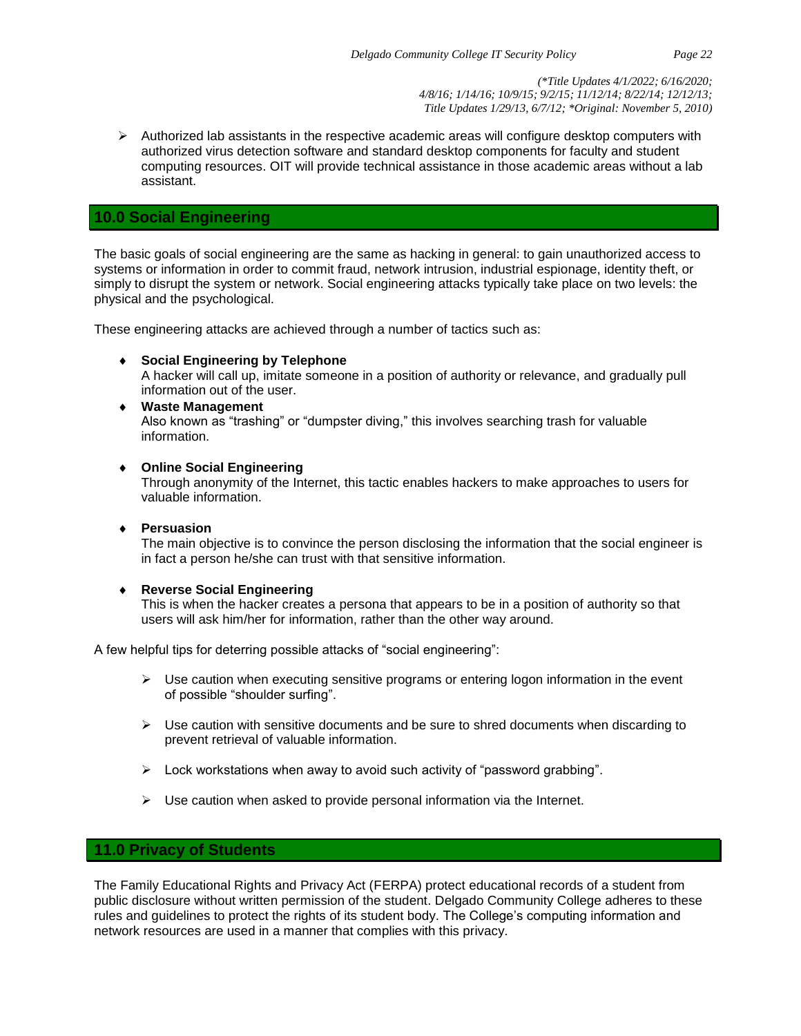- Authorized lab assistants in the respective academic areas will configure desktop computers with authorized virus detection software and standard desktop components for faculty and student computing resources. OIT will provide technical assistance in those academic areas without a lab assistant.

## 10.0 Social Engineering

The basic goals of social engineering are the same as hacking in general: to gain unauthorized access to systems or information in order to commit fraud, network intrusion, industrial espionage, identity theft, or simply to disrupt the system or network. Social engineering attacks typically take place on two levels: the physical and the psychological.

These engineering attacks are achieved through a number of tactics such as:

- **Social Engineering by Telephone**
  A hacker will call up, imitate someone in a position of authority or relevance, and gradually pull information out of the user.
- **Waste Management**
  Also known as "trashing" or "dumpster diving," this involves searching trash for valuable information.
- **Online Social Engineering**
  Through anonymity of the Internet, this tactic enables hackers to make approaches to users for valuable information.
- **Persuasion**
  The main objective is to convince the person disclosing the information that the social engineer is in fact a person he/she can trust with that sensitive information.
- **Reverse Social Engineering**
  This is when the hacker creates a persona that appears to be in a position of authority so that users will ask him/her for information, rather than the other way around.

A few helpful tips for deterring possible attacks of "social engineering":

- Use caution when executing sensitive programs or entering logon information in the event of possible "shoulder surfing".
- Use caution with sensitive documents and be sure to shred documents when discarding to prevent retrieval of valuable information.
- Lock workstations when away to avoid such activity of "password grabbing".
- Use caution when asked to provide personal information via the Internet.

## 11.0 Privacy of Students

The Family Educational Rights and Privacy Act (FERPA) protect educational records of a student from public disclosure without written permission of the student. Delgado Community College adheres to these rules and guidelines to protect the rights of its student body. The College's computing information and network resources are used in a manner that complies with this privacy.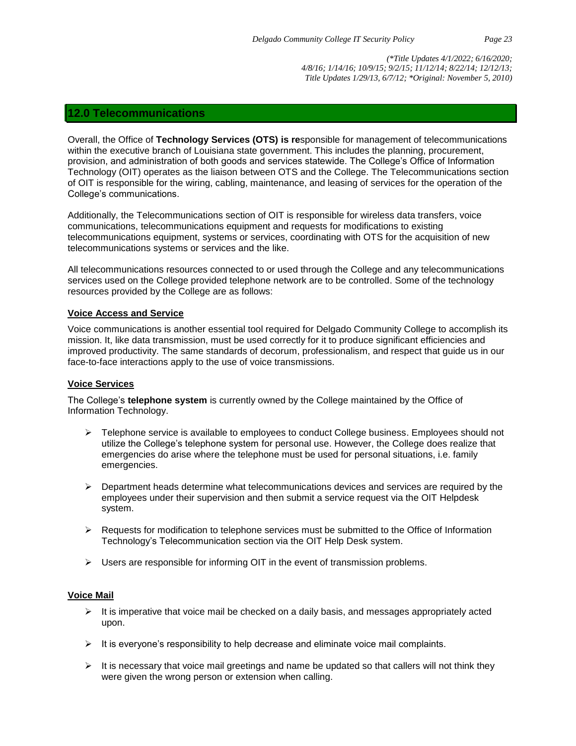*(\*Title Updates 4/1/2022; 6/16/2020; 4/8/16; 1/14/16; 10/9/15; 9/2/15; 11/12/14; 8/22/14; 12/12/13; Title Updates 1/29/13, 6/7/12; \*Original: November 5, 2010)*

## 12.0 Telecommunications

Overall, the Office of **Technology Services (OTS) is re**sponsible for management of telecommunications within the executive branch of Louisiana state government. This includes the planning, procurement, provision, and administration of both goods and services statewide. The College's Office of Information Technology (OIT) operates as the liaison between OTS and the College. The Telecommunications section of OIT is responsible for the wiring, cabling, maintenance, and leasing of services for the operation of the College's communications.

Additionally, the Telecommunications section of OIT is responsible for wireless data transfers, voice communications, telecommunications equipment and requests for modifications to existing telecommunications equipment, systems or services, coordinating with OTS for the acquisition of new telecommunications systems or services and the like.

All telecommunications resources connected to or used through the College and any telecommunications services used on the College provided telephone network are to be controlled. Some of the technology resources provided by the College are as follows:

**Voice Access and Service**

Voice communications is another essential tool required for Delgado Community College to accomplish its mission. It, like data transmission, must be used correctly for it to produce significant efficiencies and improved productivity. The same standards of decorum, professionalism, and respect that guide us in our face-to-face interactions apply to the use of voice transmissions.

**Voice Services**

The College's **telephone system** is currently owned by the College maintained by the Office of Information Technology.

- Telephone service is available to employees to conduct College business. Employees should not utilize the College's telephone system for personal use. However, the College does realize that emergencies do arise where the telephone must be used for personal situations, i.e. family emergencies.
- Department heads determine what telecommunications devices and services are required by the employees under their supervision and then submit a service request via the OIT Helpdesk system.
- Requests for modification to telephone services must be submitted to the Office of Information Technology's Telecommunication section via the OIT Help Desk system.
- Users are responsible for informing OIT in the event of transmission problems.

**Voice Mail**

- It is imperative that voice mail be checked on a daily basis, and messages appropriately acted upon.
- It is everyone's responsibility to help decrease and eliminate voice mail complaints.
- It is necessary that voice mail greetings and name be updated so that callers will not think they were given the wrong person or extension when calling.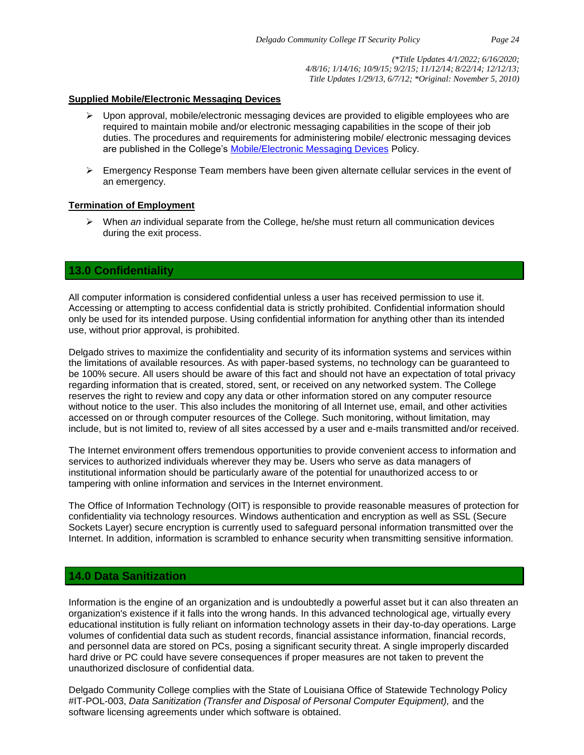*(*Title Updates 4/1/2022; 6/16/2020; 4/8/16; 1/14/16; 10/9/15; 9/2/15; 11/12/14; 8/22/14; 12/12/13; Title Updates 1/29/13, 6/7/12; *Original: November 5, 2010)*

**Supplied Mobile/Electronic Messaging Devices**

- Upon approval, mobile/electronic messaging devices are provided to eligible employees who are required to maintain mobile and/or electronic messaging capabilities in the scope of their job duties. The procedures and requirements for administering mobile/ electronic messaging devices are published in the College's Mobile/Electronic Messaging Devices Policy.
- Emergency Response Team members have been given alternate cellular services in the event of an emergency.

**Termination of Employment**

- When *an* individual separate from the College, he/she must return all communication devices during the exit process.

## 13.0 Confidentiality

All computer information is considered confidential unless a user has received permission to use it. Accessing or attempting to access confidential data is strictly prohibited. Confidential information should only be used for its intended purpose. Using confidential information for anything other than its intended use, without prior approval, is prohibited.

Delgado strives to maximize the confidentiality and security of its information systems and services within the limitations of available resources. As with paper-based systems, no technology can be guaranteed to be 100% secure. All users should be aware of this fact and should not have an expectation of total privacy regarding information that is created, stored, sent, or received on any networked system. The College reserves the right to review and copy any data or other information stored on any computer resource without notice to the user. This also includes the monitoring of all Internet use, email, and other activities accessed on or through computer resources of the College. Such monitoring, without limitation, may include, but is not limited to, review of all sites accessed by a user and e-mails transmitted and/or received.

The Internet environment offers tremendous opportunities to provide convenient access to information and services to authorized individuals wherever they may be. Users who serve as data managers of institutional information should be particularly aware of the potential for unauthorized access to or tampering with online information and services in the Internet environment.

The Office of Information Technology (OIT) is responsible to provide reasonable measures of protection for confidentiality via technology resources. Windows authentication and encryption as well as SSL (Secure Sockets Layer) secure encryption is currently used to safeguard personal information transmitted over the Internet. In addition, information is scrambled to enhance security when transmitting sensitive information.

## 14.0 Data Sanitization

Information is the engine of an organization and is undoubtedly a powerful asset but it can also threaten an organization's existence if it falls into the wrong hands. In this advanced technological age, virtually every educational institution is fully reliant on information technology assets in their day-to-day operations. Large volumes of confidential data such as student records, financial assistance information, financial records, and personnel data are stored on PCs, posing a significant security threat. A single improperly discarded hard drive or PC could have severe consequences if proper measures are not taken to prevent the unauthorized disclosure of confidential data.

Delgado Community College complies with the State of Louisiana Office of Statewide Technology Policy #IT-POL-003, *Data Sanitization (Transfer and Disposal of Personal Computer Equipment),* and the software licensing agreements under which software is obtained.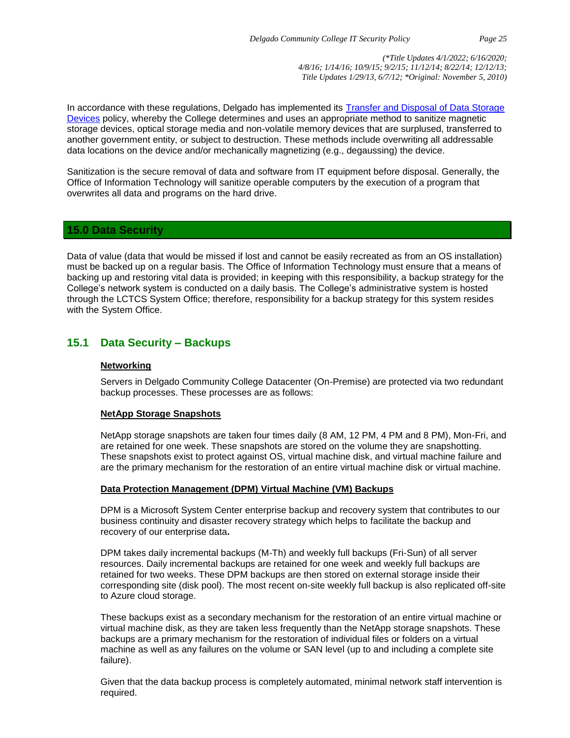In accordance with these regulations, Delgado has implemented its [Transfer and Disposal of Data Storage Devices](#) policy, whereby the College determines and uses an appropriate method to sanitize magnetic storage devices, optical storage media and non-volatile memory devices that are surplused, transferred to another government entity, or subject to destruction. These methods include overwriting all addressable data locations on the device and/or mechanically magnetizing (e.g., degaussing) the device.

Sanitization is the secure removal of data and software from IT equipment before disposal. Generally, the Office of Information Technology will sanitize operable computers by the execution of a program that overwrites all data and programs on the hard drive.

## 15.0 Data Security

Data of value (data that would be missed if lost and cannot be easily recreated as from an OS installation) must be backed up on a regular basis. The Office of Information Technology must ensure that a means of backing up and restoring vital data is provided; in keeping with this responsibility, a backup strategy for the College's network system is conducted on a daily basis. The College's administrative system is hosted through the LCTCS System Office; therefore, responsibility for a backup strategy for this system resides with the System Office.

### 15.1 Data Security – Backups

**Networking**

Servers in Delgado Community College Datacenter (On-Premise) are protected via two redundant backup processes. These processes are as follows:

**NetApp Storage Snapshots**

NetApp storage snapshots are taken four times daily (8 AM, 12 PM, 4 PM and 8 PM), Mon-Fri, and are retained for one week. These snapshots are stored on the volume they are snapshotting. These snapshots exist to protect against OS, virtual machine disk, and virtual machine failure and are the primary mechanism for the restoration of an entire virtual machine disk or virtual machine.

**Data Protection Management (DPM) Virtual Machine (VM) Backups**

DPM is a Microsoft System Center enterprise backup and recovery system that contributes to our business continuity and disaster recovery strategy which helps to facilitate the backup and recovery of our enterprise data.

DPM takes daily incremental backups (M-Th) and weekly full backups (Fri-Sun) of all server resources. Daily incremental backups are retained for one week and weekly full backups are retained for two weeks. These DPM backups are then stored on external storage inside their corresponding site (disk pool). The most recent on-site weekly full backup is also replicated off-site to Azure cloud storage.

These backups exist as a secondary mechanism for the restoration of an entire virtual machine or virtual machine disk, as they are taken less frequently than the NetApp storage snapshots. These backups are a primary mechanism for the restoration of individual files or folders on a virtual machine as well as any failures on the volume or SAN level (up to and including a complete site failure).

Given that the data backup process is completely automated, minimal network staff intervention is required.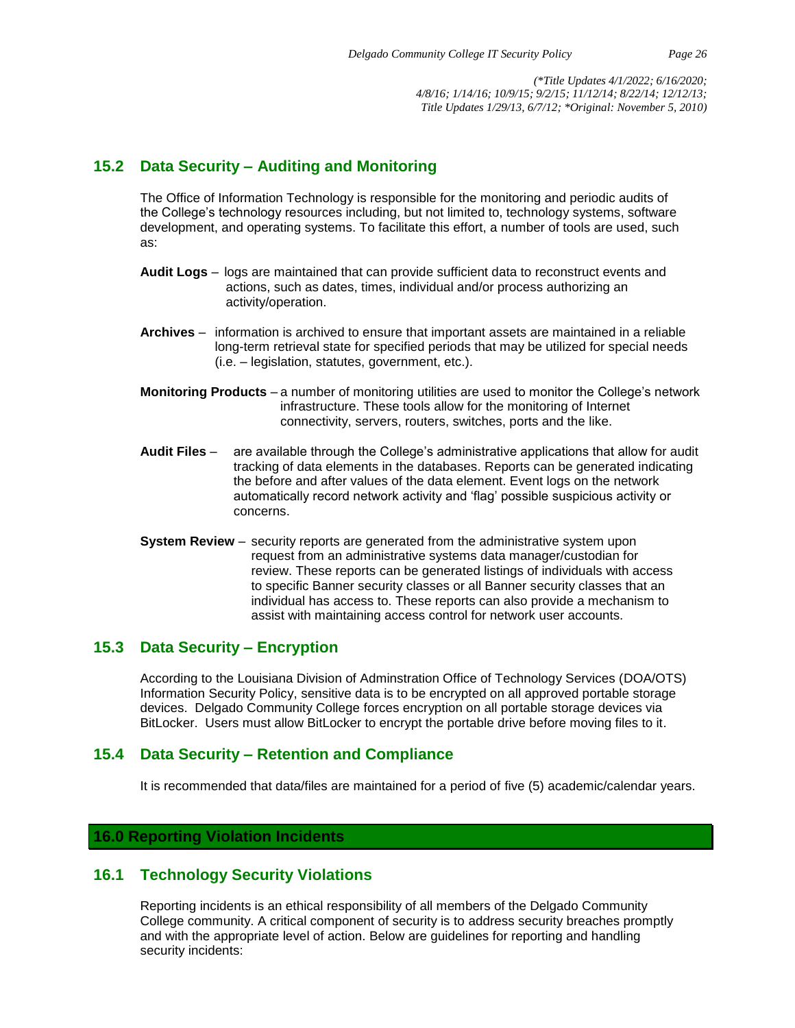## 15.2 Data Security – Auditing and Monitoring

The Office of Information Technology is responsible for the monitoring and periodic audits of the College's technology resources including, but not limited to, technology systems, software development, and operating systems. To facilitate this effort, a number of tools are used, such as:

**Audit Logs** – logs are maintained that can provide sufficient data to reconstruct events and actions, such as dates, times, individual and/or process authorizing an activity/operation.

**Archives** – information is archived to ensure that important assets are maintained in a reliable long-term retrieval state for specified periods that may be utilized for special needs (i.e. – legislation, statutes, government, etc.).

**Monitoring Products** – a number of monitoring utilities are used to monitor the College's network infrastructure. These tools allow for the monitoring of Internet connectivity, servers, routers, switches, ports and the like.

**Audit Files** – are available through the College's administrative applications that allow for audit tracking of data elements in the databases. Reports can be generated indicating the before and after values of the data element. Event logs on the network automatically record network activity and 'flag' possible suspicious activity or concerns.

**System Review** – security reports are generated from the administrative system upon request from an administrative systems data manager/custodian for review. These reports can be generated listings of individuals with access to specific Banner security classes or all Banner security classes that an individual has access to. These reports can also provide a mechanism to assist with maintaining access control for network user accounts.

## 15.3 Data Security – Encryption

According to the Louisiana Division of Adminstration Office of Technology Services (DOA/OTS) Information Security Policy, sensitive data is to be encrypted on all approved portable storage devices. Delgado Community College forces encryption on all portable storage devices via BitLocker. Users must allow BitLocker to encrypt the portable drive before moving files to it.

## 15.4 Data Security – Retention and Compliance

It is recommended that data/files are maintained for a period of five (5) academic/calendar years.

# 16.0 Reporting Violation Incidents

## 16.1 Technology Security Violations

Reporting incidents is an ethical responsibility of all members of the Delgado Community College community. A critical component of security is to address security breaches promptly and with the appropriate level of action. Below are guidelines for reporting and handling security incidents: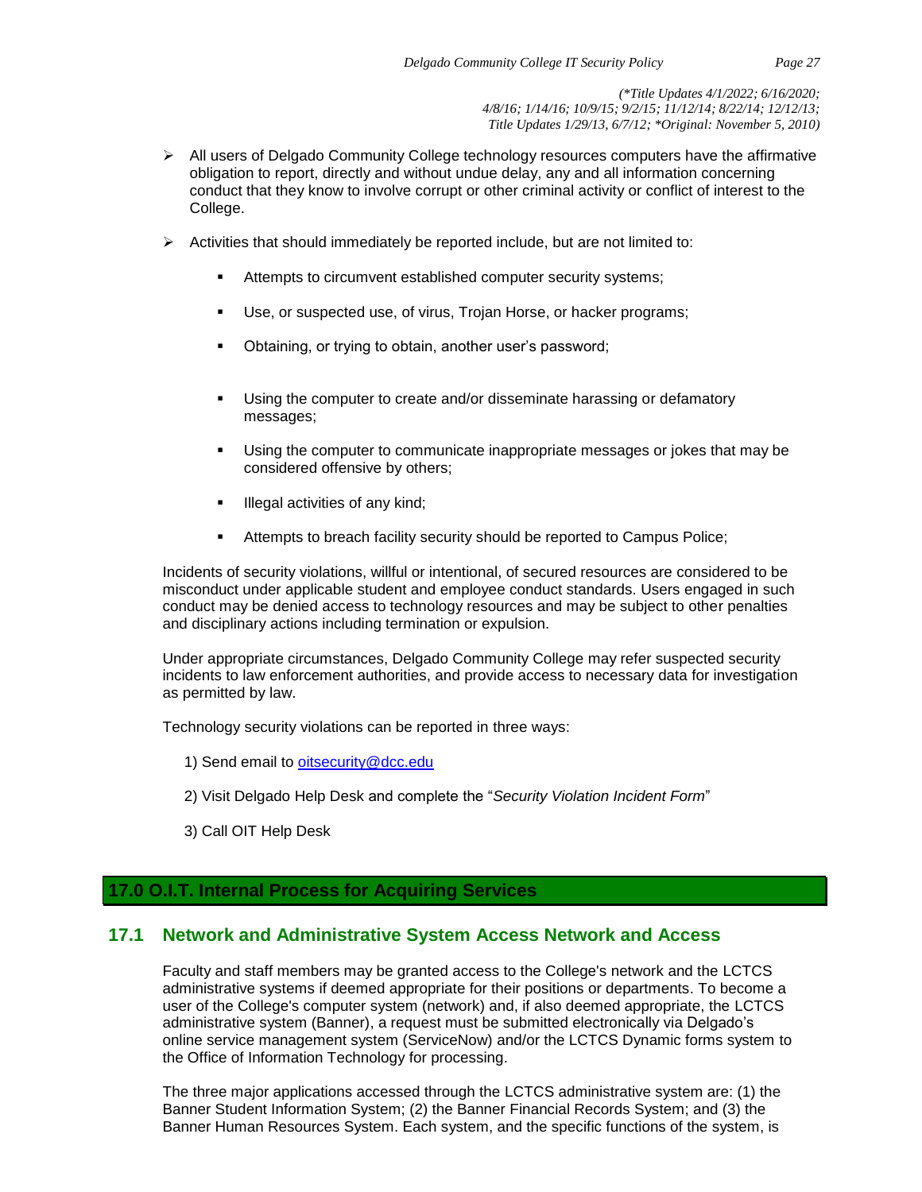- All users of Delgado Community College technology resources computers have the affirmative obligation to report, directly and without undue delay, any and all information concerning conduct that they know to involve corrupt or other criminal activity or conflict of interest to the College.

- Activities that should immediately be reported include, but are not limited to:

  - Attempts to circumvent established computer security systems;
  - Use, or suspected use, of virus, Trojan Horse, or hacker programs;
  - Obtaining, or trying to obtain, another user's password;
  - Using the computer to create and/or disseminate harassing or defamatory messages;
  - Using the computer to communicate inappropriate messages or jokes that may be considered offensive by others;
  - Illegal activities of any kind;
  - Attempts to breach facility security should be reported to Campus Police;

Incidents of security violations, willful or intentional, of secured resources are considered to be misconduct under applicable student and employee conduct standards. Users engaged in such conduct may be denied access to technology resources and may be subject to other penalties and disciplinary actions including termination or expulsion.

Under appropriate circumstances, Delgado Community College may refer suspected security incidents to law enforcement authorities, and provide access to necessary data for investigation as permitted by law.

Technology security violations can be reported in three ways:

1) Send email to [oitsecurity@dcc.edu](mailto:oitsecurity@dcc.edu)

2) Visit Delgado Help Desk and complete the "*Security Violation Incident Form*"

3) Call OIT Help Desk

# 17.0 O.I.T. Internal Process for Acquiring Services

## 17.1 Network and Administrative System Access Network and Access

Faculty and staff members may be granted access to the College's network and the LCTCS administrative systems if deemed appropriate for their positions or departments. To become a user of the College's computer system (network) and, if also deemed appropriate, the LCTCS administrative system (Banner), a request must be submitted electronically via Delgado's online service management system (ServiceNow) and/or the LCTCS Dynamic forms system to the Office of Information Technology for processing.

The three major applications accessed through the LCTCS administrative system are: (1) the Banner Student Information System; (2) the Banner Financial Records System; and (3) the Banner Human Resources System. Each system, and the specific functions of the system, is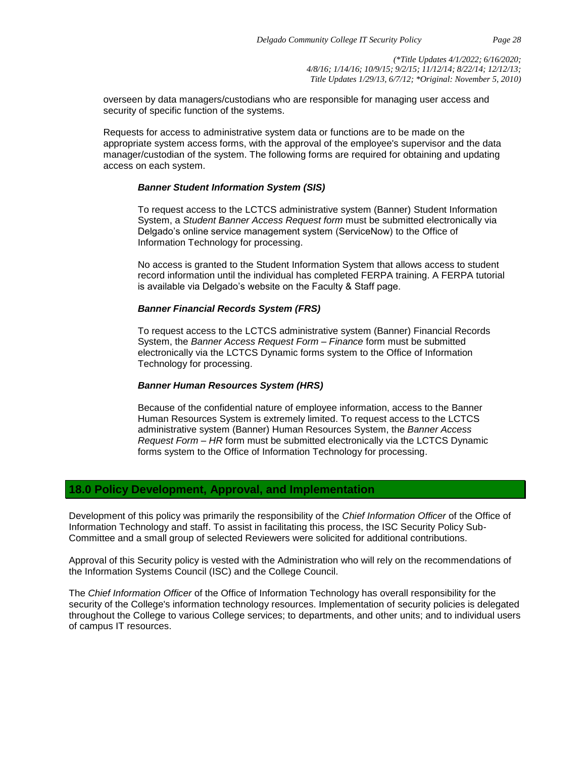overseen by data managers/custodians who are responsible for managing user access and security of specific function of the systems.

Requests for access to administrative system data or functions are to be made on the appropriate system access forms, with the approval of the employee's supervisor and the data manager/custodian of the system. The following forms are required for obtaining and updating access on each system.

***Banner Student Information System (SIS)***

To request access to the LCTCS administrative system (Banner) Student Information System, a *Student Banner Access Request form* must be submitted electronically via Delgado's online service management system (ServiceNow) to the Office of Information Technology for processing.

No access is granted to the Student Information System that allows access to student record information until the individual has completed FERPA training. A FERPA tutorial is available via Delgado's website on the Faculty & Staff page.

***Banner Financial Records System (FRS)***

To request access to the LCTCS administrative system (Banner) Financial Records System, the *Banner Access Request Form – Finance* form must be submitted electronically via the LCTCS Dynamic forms system to the Office of Information Technology for processing.

***Banner Human Resources System (HRS)***

Because of the confidential nature of employee information, access to the Banner Human Resources System is extremely limited. To request access to the LCTCS administrative system (Banner) Human Resources System, the *Banner Access Request Form – HR* form must be submitted electronically via the LCTCS Dynamic forms system to the Office of Information Technology for processing.

## 18.0 Policy Development, Approval, and Implementation

Development of this policy was primarily the responsibility of the *Chief Information Officer* of the Office of Information Technology and staff. To assist in facilitating this process, the ISC Security Policy Sub-Committee and a small group of selected Reviewers were solicited for additional contributions.

Approval of this Security policy is vested with the Administration who will rely on the recommendations of the Information Systems Council (ISC) and the College Council.

The *Chief Information Officer* of the Office of Information Technology has overall responsibility for the security of the College's information technology resources. Implementation of security policies is delegated throughout the College to various College services; to departments, and other units; and to individual users of campus IT resources.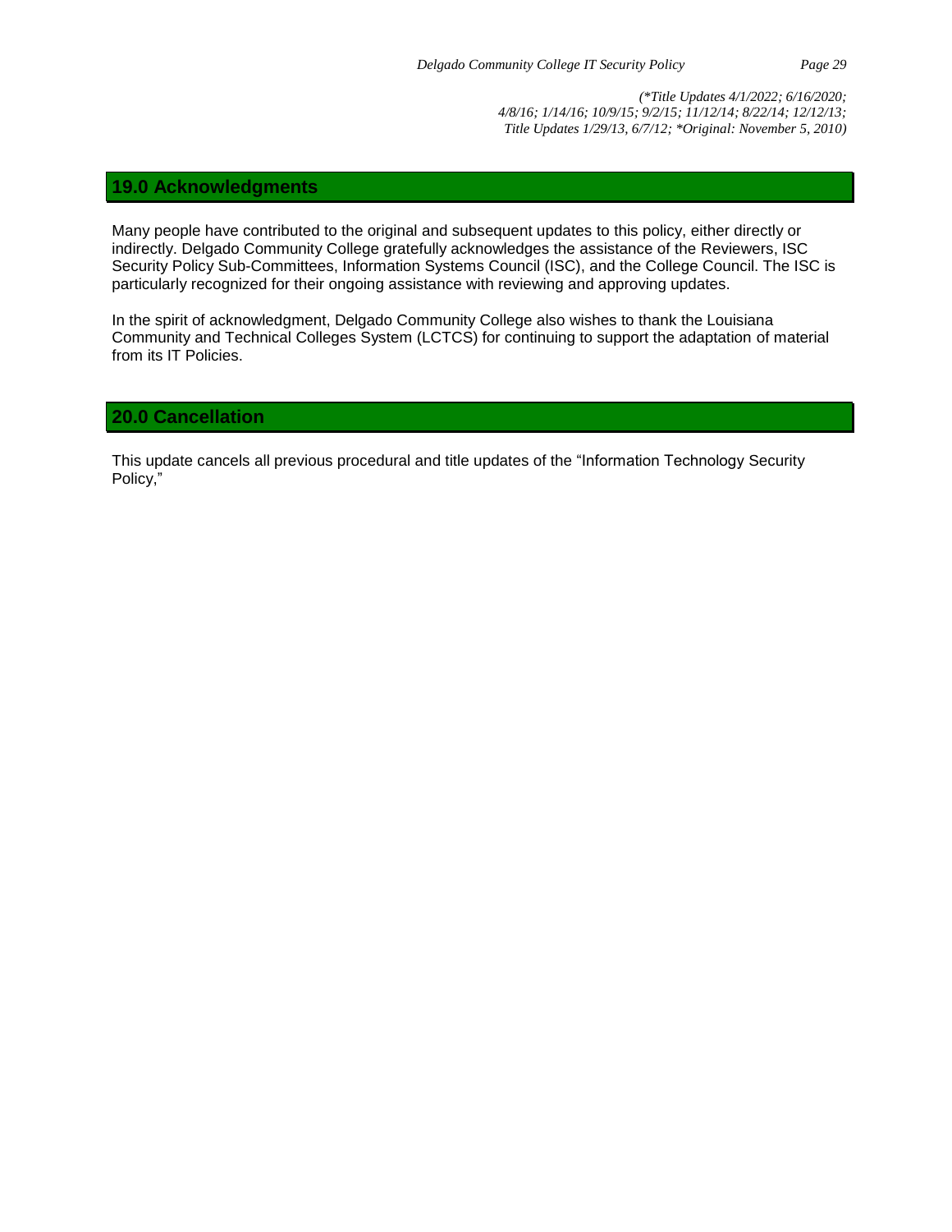*(\*Title Updates 4/1/2022; 6/16/2020; 4/8/16; 1/14/16; 10/9/15; 9/2/15; 11/12/14; 8/22/14; 12/12/13; Title Updates 1/29/13, 6/7/12; \*Original: November 5, 2010)*

## 19.0 Acknowledgments

Many people have contributed to the original and subsequent updates to this policy, either directly or indirectly. Delgado Community College gratefully acknowledges the assistance of the Reviewers, ISC Security Policy Sub-Committees, Information Systems Council (ISC), and the College Council. The ISC is particularly recognized for their ongoing assistance with reviewing and approving updates.

In the spirit of acknowledgment, Delgado Community College also wishes to thank the Louisiana Community and Technical Colleges System (LCTCS) for continuing to support the adaptation of material from its IT Policies.

## 20.0 Cancellation

This update cancels all previous procedural and title updates of the "Information Technology Security Policy,"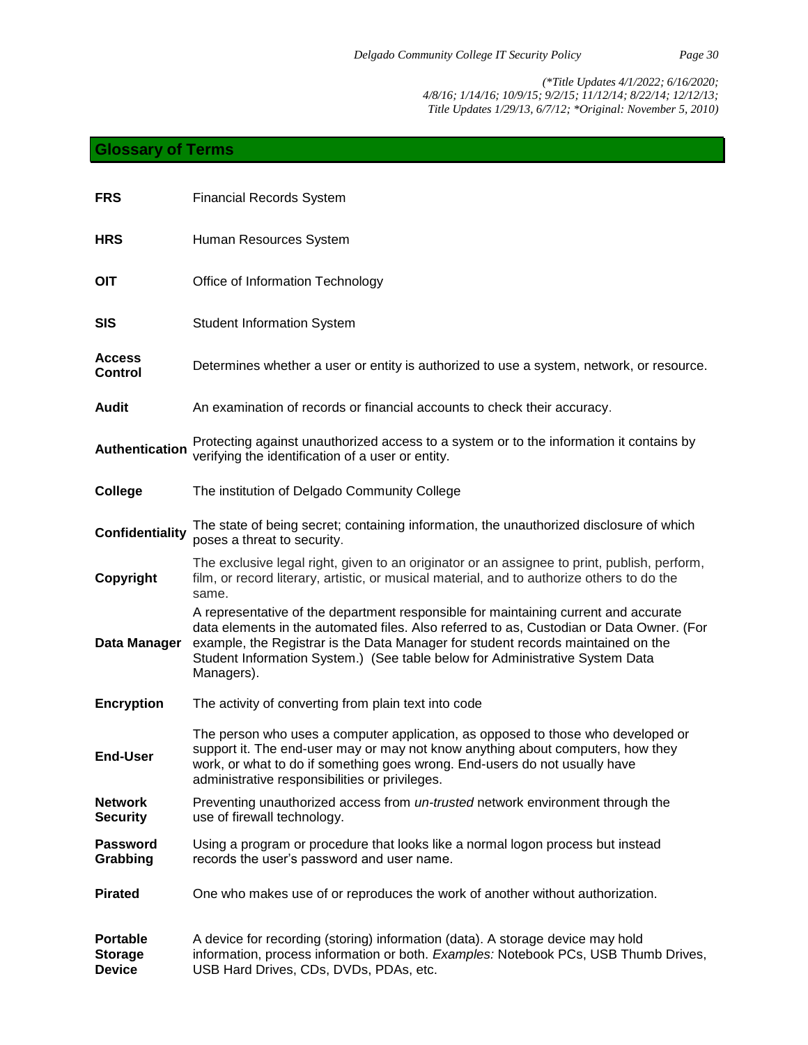(*Title Updates 4/1/2022; 6/16/2020; 4/8/16; 1/14/16; 10/9/15; 9/2/15; 11/12/14; 8/22/14; 12/12/13; Title Updates 1/29/13, 6/7/12; *Original: November 5, 2010)*

## Glossary of Terms

| Term | Definition |
|---|---|
| **FRS** | Financial Records System |
| **HRS** | Human Resources System |
| **OIT** | Office of Information Technology |
| **SIS** | Student Information System |
| **Access Control** | Determines whether a user or entity is authorized to use a system, network, or resource. |
| **Audit** | An examination of records or financial accounts to check their accuracy. |
| **Authentication** | Protecting against unauthorized access to a system or to the information it contains by verifying the identification of a user or entity. |
| **College** | The institution of Delgado Community College |
| **Confidentiality** | The state of being secret; containing information, the unauthorized disclosure of which poses a threat to security. |
| **Copyright** | The exclusive legal right, given to an originator or an assignee to print, publish, perform, film, or record literary, artistic, or musical material, and to authorize others to do the same. |
| **Data Manager** | A representative of the department responsible for maintaining current and accurate data elements in the automated files. Also referred to as, Custodian or Data Owner. (For example, the Registrar is the Data Manager for student records maintained on the Student Information System.) (See table below for Administrative System Data Managers). |
| **Encryption** | The activity of converting from plain text into code |
| **End-User** | The person who uses a computer application, as opposed to those who developed or support it. The end-user may or may not know anything about computers, how they work, or what to do if something goes wrong. End-users do not usually have administrative responsibilities or privileges. |
| **Network Security** | Preventing unauthorized access from *un-trusted* network environment through the use of firewall technology. |
| **Password Grabbing** | Using a program or procedure that looks like a normal logon process but instead records the user's password and user name. |
| **Pirated** | One who makes use of or reproduces the work of another without authorization. |
| **Portable Storage Device** | A device for recording (storing) information (data). A storage device may hold information, process information or both. *Examples:* Notebook PCs, USB Thumb Drives, USB Hard Drives, CDs, DVDs, PDAs, etc. |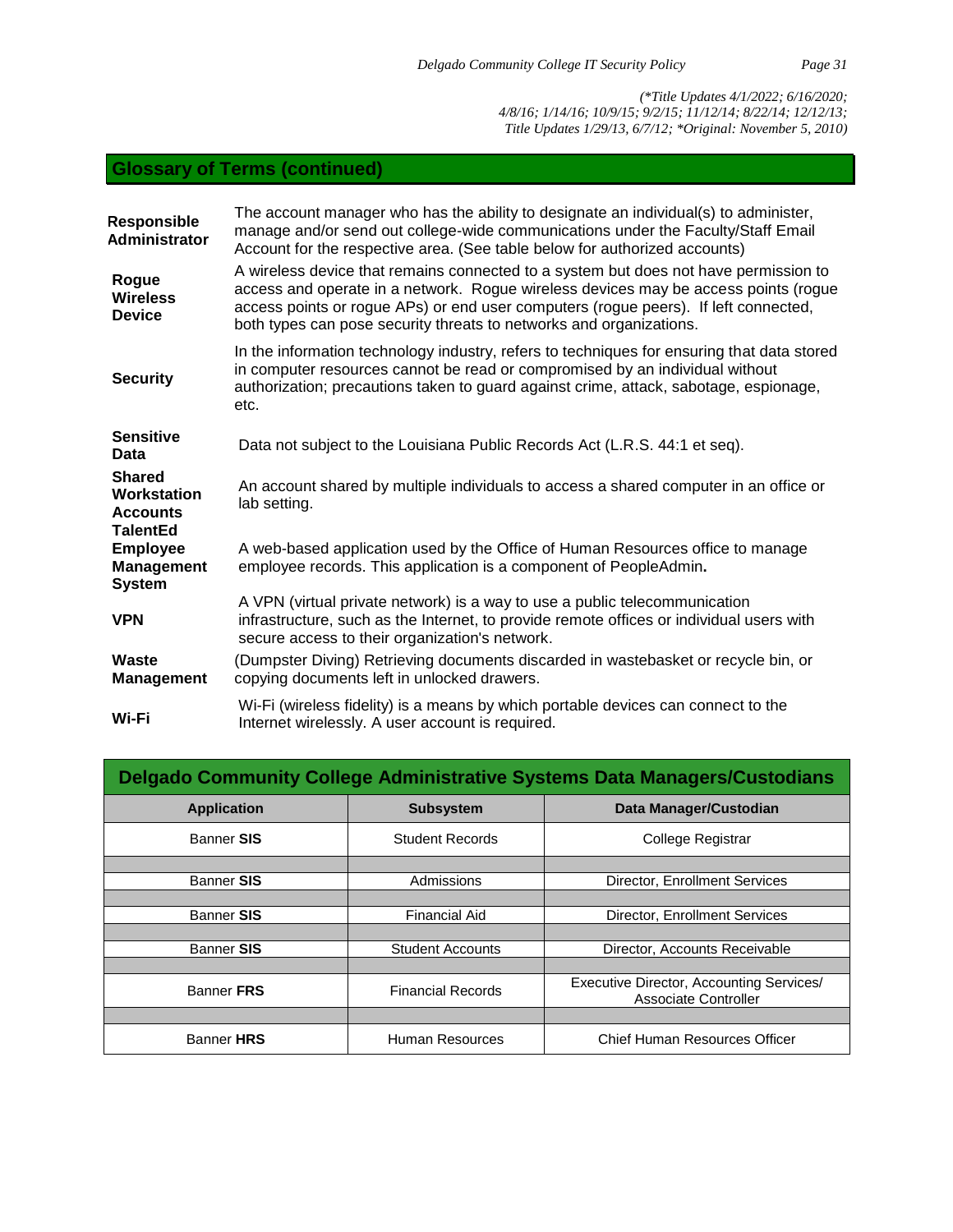## Glossary of Terms (continued)

| Term | Definition |
|---|---|
| **Responsible Administrator** | The account manager who has the ability to designate an individual(s) to administer, manage and/or send out college-wide communications under the Faculty/Staff Email Account for the respective area. (See table below for authorized accounts) |
| **Rogue Wireless Device** | A wireless device that remains connected to a system but does not have permission to access and operate in a network. Rogue wireless devices may be access points (rogue access points or rogue APs) or end user computers (rogue peers). If left connected, both types can pose security threats to networks and organizations. |
| **Security** | In the information technology industry, refers to techniques for ensuring that data stored in computer resources cannot be read or compromised by an individual without authorization; precautions taken to guard against crime, attack, sabotage, espionage, etc. |
| **Sensitive Data** | Data not subject to the Louisiana Public Records Act (L.R.S. 44:1 et seq). |
| **Shared Workstation Accounts** | An account shared by multiple individuals to access a shared computer in an office or lab setting. |
| **TalentEd Employee Management System** | A web-based application used by the Office of Human Resources office to manage employee records. This application is a component of PeopleAdmin**.** |
| **VPN** | A VPN (virtual private network) is a way to use a public telecommunication infrastructure, such as the Internet, to provide remote offices or individual users with secure access to their organization's network. |
| **Waste Management** | (Dumpster Diving) Retrieving documents discarded in wastebasket or recycle bin, or copying documents left in unlocked drawers. |
| **Wi-Fi** | Wi-Fi (wireless fidelity) is a means by which portable devices can connect to the Internet wirelessly. A user account is required. |

### Delgado Community College Administrative Systems Data Managers/Custodians

| Application | Subsystem | Data Manager/Custodian |
|---|---|---|
| Banner **SIS** | Student Records | College Registrar |
| Banner **SIS** | Admissions | Director, Enrollment Services |
| Banner **SIS** | Financial Aid | Director, Enrollment Services |
| Banner **SIS** | Student Accounts | Director, Accounts Receivable |
| Banner **FRS** | Financial Records | Executive Director, Accounting Services/ Associate Controller |
| Banner **HRS** | Human Resources | Chief Human Resources Officer |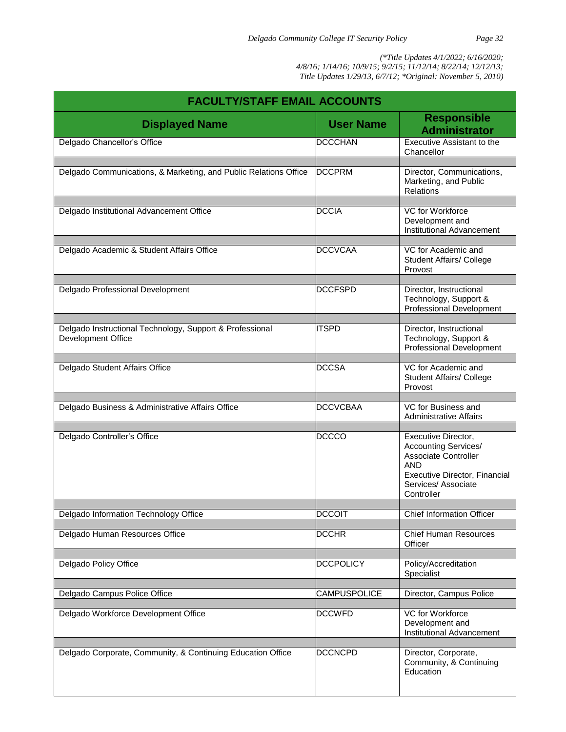(*Title Updates 4/1/2022; 6/16/2020; 4/8/16; 1/14/16; 10/9/15; 9/2/15; 11/12/14; 8/22/14; 12/12/13; Title Updates 1/29/13, 6/7/12; *Original: November 5, 2010)

| FACULTY/STAFF EMAIL ACCOUNTS | | |
|---|---|---|
| **Displayed Name** | **User Name** | **Responsible Administrator** |
| Delgado Chancellor's Office | DCCCHAN | Executive Assistant to the Chancellor |
| Delgado Communications, & Marketing, and Public Relations Office | DCCPRM | Director, Communications, Marketing, and Public Relations |
| Delgado Institutional Advancement Office | DCCIA | VC for Workforce Development and Institutional Advancement |
| Delgado Academic & Student Affairs Office | DCCVCAA | VC for Academic and Student Affairs/ College Provost |
| Delgado Professional Development | DCCFSPD | Director, Instructional Technology, Support & Professional Development |
| Delgado Instructional Technology, Support & Professional Development Office | ITSPD | Director, Instructional Technology, Support & Professional Development |
| Delgado Student Affairs Office | DCCSA | VC for Academic and Student Affairs/ College Provost |
| Delgado Business & Administrative Affairs Office | DCCVCBAA | VC for Business and Administrative Affairs |
| Delgado Controller's Office | DCCCO | Executive Director, Accounting Services/ Associate Controller AND Executive Director, Financial Services/ Associate Controller |
| Delgado Information Technology Office | DCCOIT | Chief Information Officer |
| Delgado Human Resources Office | DCCHR | Chief Human Resources Officer |
| Delgado Policy Office | DCCPOLICY | Policy/Accreditation Specialist |
| Delgado Campus Police Office | CAMPUSPOLICE | Director, Campus Police |
| Delgado Workforce Development Office | DCCWFD | VC for Workforce Development and Institutional Advancement |
| Delgado Corporate, Community, & Continuing Education Office | DCCNCPD | Director, Corporate, Community, & Continuing Education |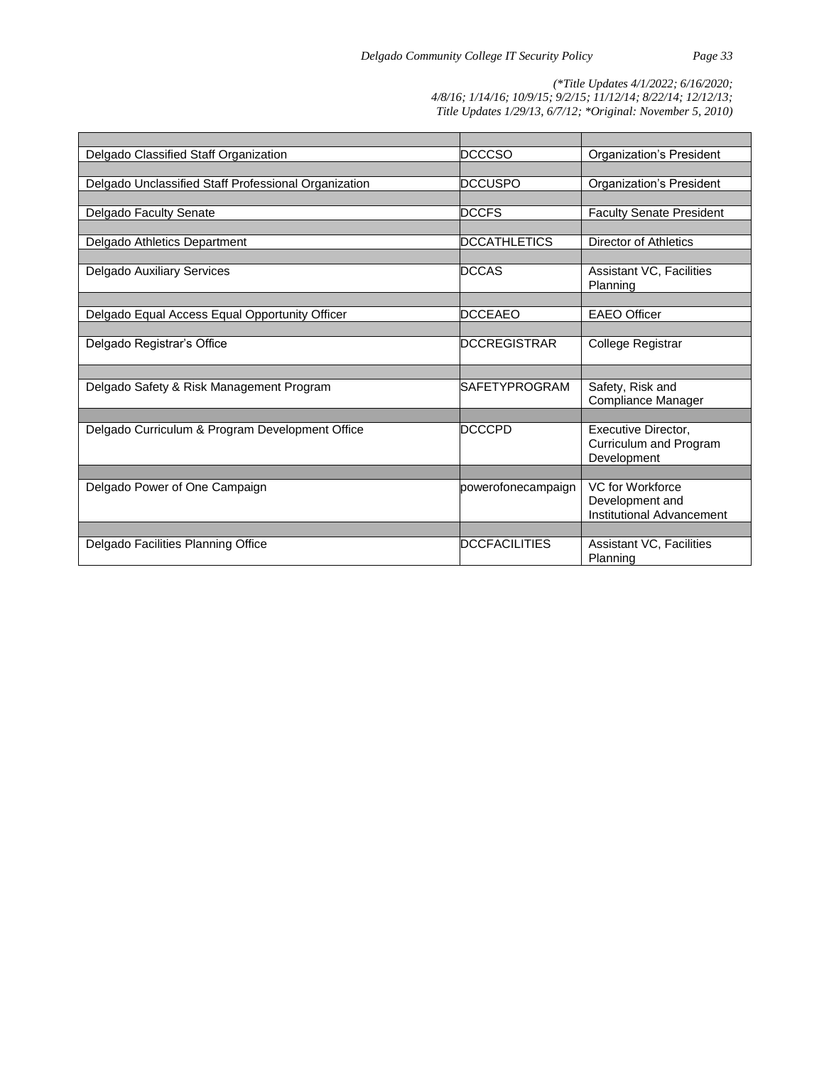*(\*Title Updates 4/1/2022; 6/16/2020; 4/8/16; 1/14/16; 10/9/15; 9/2/15; 11/12/14; 8/22/14; 12/12/13; Title Updates 1/29/13, 6/7/12; \*Original: November 5, 2010)*

| | | |
|---|---|---|
| Delgado Classified Staff Organization | DCCCSO | Organization's President |
| Delgado Unclassified Staff Professional Organization | DCCUSPO | Organization's President |
| Delgado Faculty Senate | DCCFS | Faculty Senate President |
| Delgado Athletics Department | DCCATHLETICS | Director of Athletics |
| Delgado Auxiliary Services | DCCAS | Assistant VC, Facilities Planning |
| Delgado Equal Access Equal Opportunity Officer | DCCEAEO | EAEO Officer |
| Delgado Registrar's Office | DCCREGISTRAR | College Registrar |
| Delgado Safety & Risk Management Program | SAFETYPROGRAM | Safety, Risk and Compliance Manager |
| Delgado Curriculum & Program Development Office | DCCCPD | Executive Director, Curriculum and Program Development |
| Delgado Power of One Campaign | powerofonecampaign | VC for Workforce Development and Institutional Advancement |
| Delgado Facilities Planning Office | DCCFACILITIES | Assistant VC, Facilities Planning |